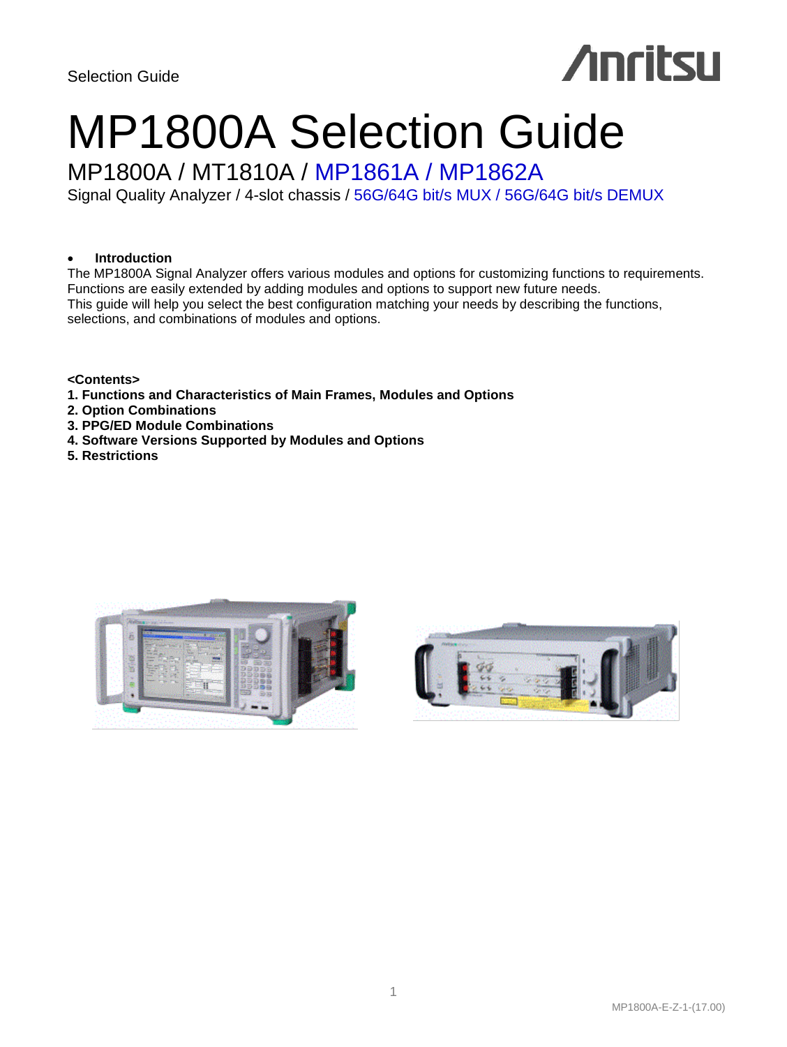Selection Guide

# MP1800A Selection Guide

## MP1800A / MT1810A / MP1861A / MP1862A

Signal Quality Analyzer / 4-slot chassis / 56G/64G bit/s MUX / 56G/64G bit/s DEMUX

- **Introduction**

The MP1800A Signal Analyzer offers various modules and options for customizing functions to requirements.
Functions are easily extended by adding modules and options to support new future needs.
This guide will help you select the best configuration matching your needs by describing the functions, selections, and combinations of modules and options.

**<Contents>**

**1. Functions and Characteristics of Main Frames, Modules and Options**
**2. Option Combinations**
**3. PPG/ED Module Combinations**
**4. Software Versions Supported by Modules and Options**
**5. Restrictions**

MP1800A-E-Z-1-(17.00)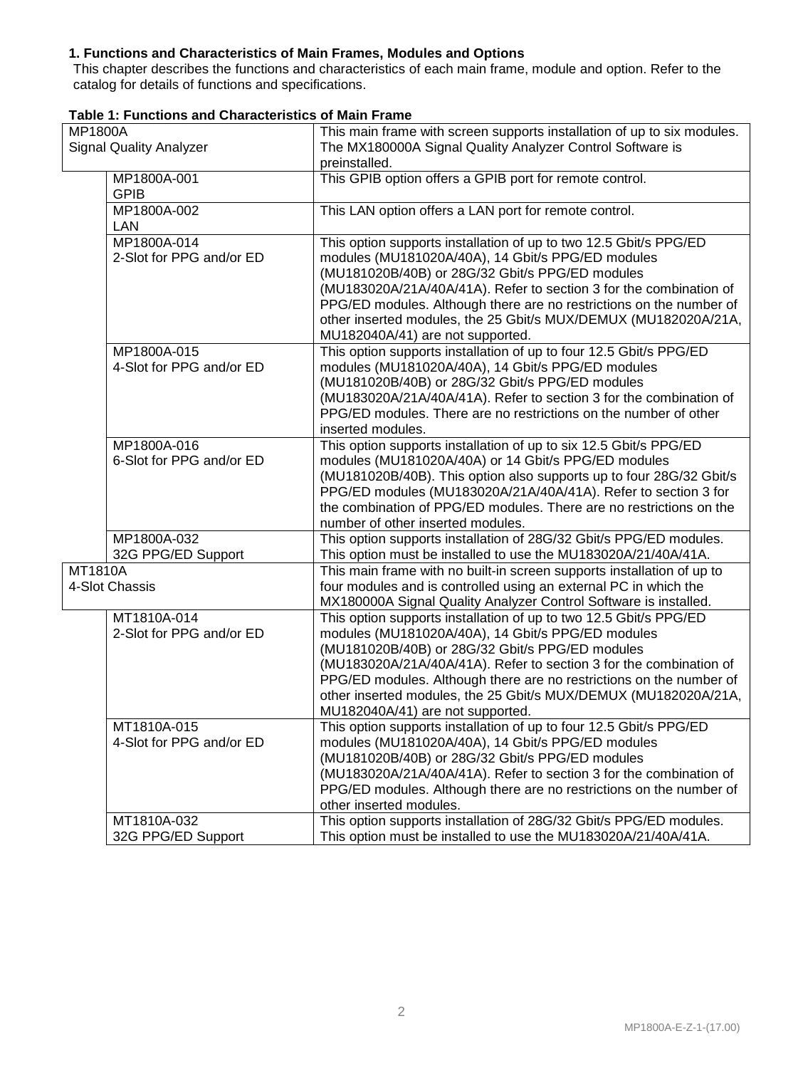### 1. Functions and Characteristics of Main Frames, Modules and Options

This chapter describes the functions and characteristics of each main frame, module and option. Refer to the catalog for details of functions and specifications.

**Table 1: Functions and Characteristics of Main Frame**

| Model/Option | | Description |
|---|---|---|
| MP1800A Signal Quality Analyzer | | This main frame with screen supports installation of up to six modules. The MX180000A Signal Quality Analyzer Control Software is preinstalled. |
| | MP1800A-001 GPIB | This GPIB option offers a GPIB port for remote control. |
| | MP1800A-002 LAN | This LAN option offers a LAN port for remote control. |
| | MP1800A-014 2-Slot for PPG and/or ED | This option supports installation of up to two 12.5 Gbit/s PPG/ED modules (MU181020A/40A), 14 Gbit/s PPG/ED modules (MU181020B/40B) or 28G/32 Gbit/s PPG/ED modules (MU183020A/21A/40A/41A). Refer to section 3 for the combination of PPG/ED modules. Although there are no restrictions on the number of other inserted modules, the 25 Gbit/s MUX/DEMUX (MU182020A/21A, MU182040A/41) are not supported. |
| | MP1800A-015 4-Slot for PPG and/or ED | This option supports installation of up to four 12.5 Gbit/s PPG/ED modules (MU181020A/40A), 14 Gbit/s PPG/ED modules (MU181020B/40B) or 28G/32 Gbit/s PPG/ED modules (MU183020A/21A/40A/41A). Refer to section 3 for the combination of PPG/ED modules. There are no restrictions on the number of other inserted modules. |
| | MP1800A-016 6-Slot for PPG and/or ED | This option supports installation of up to six 12.5 Gbit/s PPG/ED modules (MU181020A/40A) or 14 Gbit/s PPG/ED modules (MU181020B/40B). This option also supports up to four 28G/32 Gbit/s PPG/ED modules (MU183020A/21A/40A/41A). Refer to section 3 for the combination of PPG/ED modules. There are no restrictions on the number of other inserted modules. |
| | MP1800A-032 32G PPG/ED Support | This option supports installation of 28G/32 Gbit/s PPG/ED modules. This option must be installed to use the MU183020A/21/40A/41A. |
| MT1810A 4-Slot Chassis | | This main frame with no built-in screen supports installation of up to four modules and is controlled using an external PC in which the MX180000A Signal Quality Analyzer Control Software is installed. |
| | MT1810A-014 2-Slot for PPG and/or ED | This option supports installation of up to two 12.5 Gbit/s PPG/ED modules (MU181020A/40A), 14 Gbit/s PPG/ED modules (MU181020B/40B) or 28G/32 Gbit/s PPG/ED modules (MU183020A/21A/40A/41A). Refer to section 3 for the combination of PPG/ED modules. Although there are no restrictions on the number of other inserted modules, the 25 Gbit/s MUX/DEMUX (MU182020A/21A, MU182040A/41) are not supported. |
| | MT1810A-015 4-Slot for PPG and/or ED | This option supports installation of up to four 12.5 Gbit/s PPG/ED modules (MU181020A/40A), 14 Gbit/s PPG/ED modules (MU181020B/40B) or 28G/32 Gbit/s PPG/ED modules (MU183020A/21A/40A/41A). Refer to section 3 for the combination of PPG/ED modules. Although there are no restrictions on the number of other inserted modules. |
| | MT1810A-032 32G PPG/ED Support | This option supports installation of 28G/32 Gbit/s PPG/ED modules. This option must be installed to use the MU183020A/21/40A/41A. |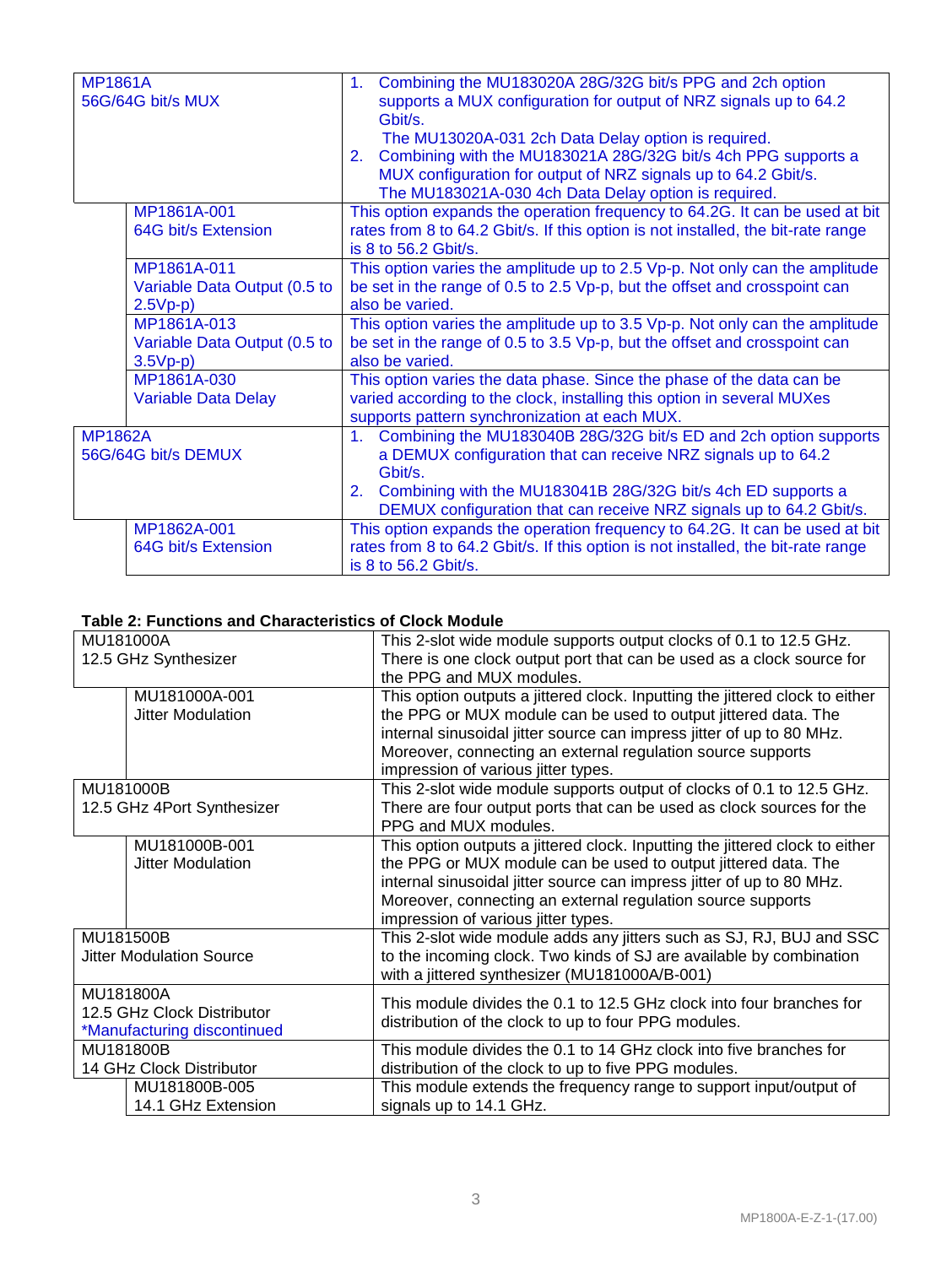| | |
|---|---|
| MP1861A<br>56G/64G bit/s MUX | 1. Combining the MU183020A 28G/32G bit/s PPG and 2ch option supports a MUX configuration for output of NRZ signals up to 64.2 Gbit/s.<br>The MU13020A-031 2ch Data Delay option is required.<br>2. Combining with the MU183021A 28G/32G bit/s 4ch PPG supports a MUX configuration for output of NRZ signals up to 64.2 Gbit/s.<br>The MU183021A-030 4ch Data Delay option is required. |
| MP1861A-001<br>64G bit/s Extension | This option expands the operation frequency to 64.2G. It can be used at bit rates from 8 to 64.2 Gbit/s. If this option is not installed, the bit-rate range is 8 to 56.2 Gbit/s. |
| MP1861A-011<br>Variable Data Output (0.5 to 2.5Vp-p) | This option varies the amplitude up to 2.5 Vp-p. Not only can the amplitude be set in the range of 0.5 to 2.5 Vp-p, but the offset and crosspoint can also be varied. |
| MP1861A-013<br>Variable Data Output (0.5 to 3.5Vp-p) | This option varies the amplitude up to 3.5 Vp-p. Not only can the amplitude be set in the range of 0.5 to 3.5 Vp-p, but the offset and crosspoint can also be varied. |
| MP1861A-030<br>Variable Data Delay | This option varies the data phase. Since the phase of the data can be varied according to the clock, installing this option in several MUXes supports pattern synchronization at each MUX. |
| MP1862A<br>56G/64G bit/s DEMUX | 1. Combining the MU183040B 28G/32G bit/s ED and 2ch option supports a DEMUX configuration that can receive NRZ signals up to 64.2 Gbit/s.<br>2. Combining with the MU183041B 28G/32G bit/s 4ch ED supports a DEMUX configuration that can receive NRZ signals up to 64.2 Gbit/s. |
| MP1862A-001<br>64G bit/s Extension | This option expands the operation frequency to 64.2G. It can be used at bit rates from 8 to 64.2 Gbit/s. If this option is not installed, the bit-rate range is 8 to 56.2 Gbit/s. |

**Table 2: Functions and Characteristics of Clock Module**

| | |
|---|---|
| MU181000A<br>12.5 GHz Synthesizer | This 2-slot wide module supports output clocks of 0.1 to 12.5 GHz. There is one clock output port that can be used as a clock source for the PPG and MUX modules. |
| MU181000A-001<br>Jitter Modulation | This option outputs a jittered clock. Inputting the jittered clock to either the PPG or MUX module can be used to output jittered data. The internal sinusoidal jitter source can impress jitter of up to 80 MHz. Moreover, connecting an external regulation source supports impression of various jitter types. |
| MU181000B<br>12.5 GHz 4Port Synthesizer | This 2-slot wide module supports output of clocks of 0.1 to 12.5 GHz. There are four output ports that can be used as clock sources for the PPG and MUX modules. |
| MU181000B-001<br>Jitter Modulation | This option outputs a jittered clock. Inputting the jittered clock to either the PPG or MUX module can be used to output jittered data. The internal sinusoidal jitter source can impress jitter of up to 80 MHz. Moreover, connecting an external regulation source supports impression of various jitter types. |
| MU181500B<br>Jitter Modulation Source | This 2-slot wide module adds any jitters such as SJ, RJ, BUJ and SSC to the incoming clock. Two kinds of SJ are available by combination with a jittered synthesizer (MU181000A/B-001) |
| MU181800A<br>12.5 GHz Clock Distributor<br>*Manufacturing discontinued | This module divides the 0.1 to 12.5 GHz clock into four branches for distribution of the clock to up to four PPG modules. |
| MU181800B<br>14 GHz Clock Distributor | This module divides the 0.1 to 14 GHz clock into five branches for distribution of the clock to up to five PPG modules. |
| MU181800B-005<br>14.1 GHz Extension | This module extends the frequency range to support input/output of signals up to 14.1 GHz. |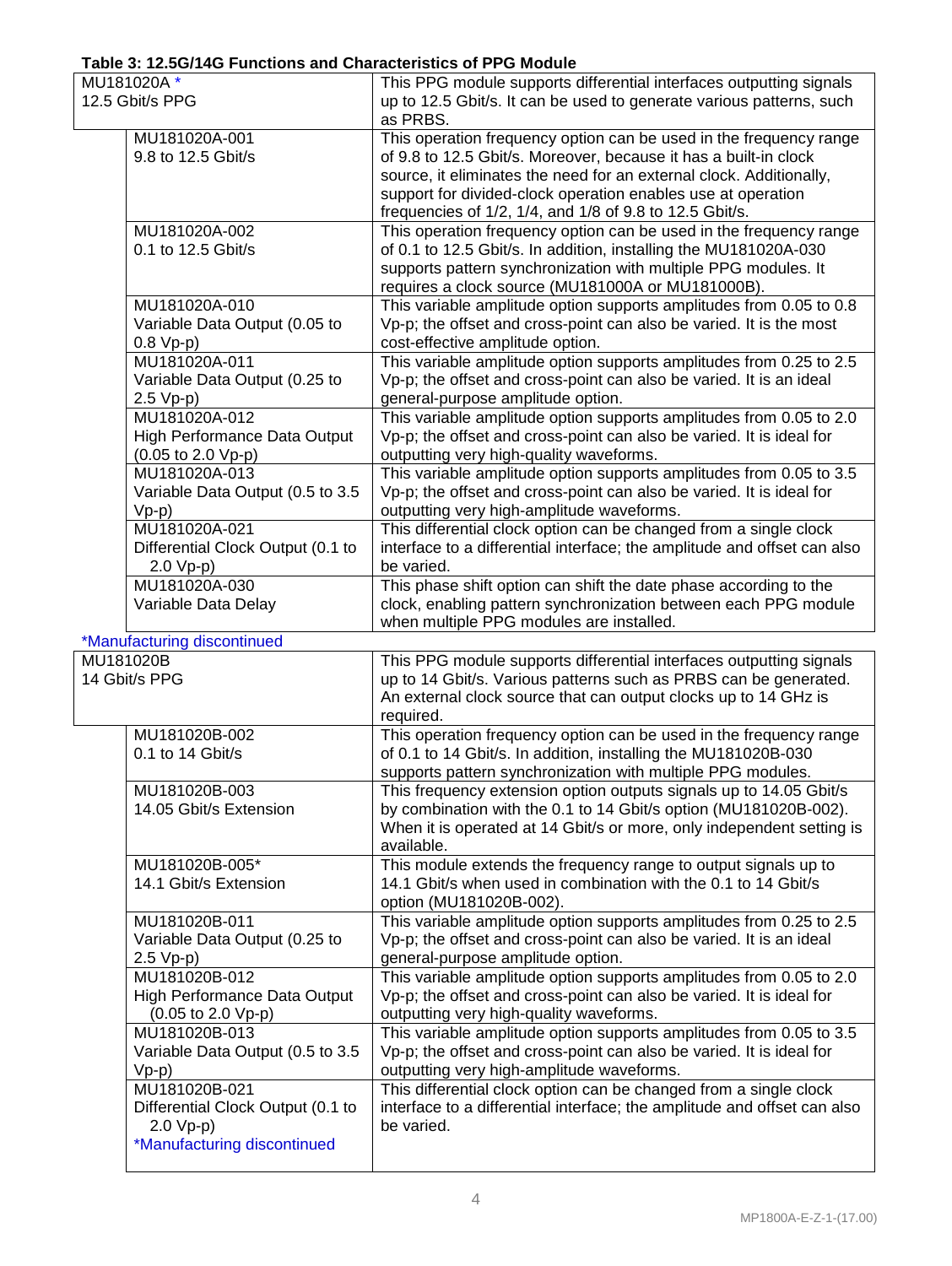**Table 3: 12.5G/14G Functions and Characteristics of PPG Module**

| Model | Description |
|---|---|
| MU181020A *<br>12.5 Gbit/s PPG | This PPG module supports differential interfaces outputting signals up to 12.5 Gbit/s. It can be used to generate various patterns, such as PRBS. |
| MU181020A-001<br>9.8 to 12.5 Gbit/s | This operation frequency option can be used in the frequency range of 9.8 to 12.5 Gbit/s. Moreover, because it has a built-in clock source, it eliminates the need for an external clock. Additionally, support for divided-clock operation enables use at operation frequencies of 1/2, 1/4, and 1/8 of 9.8 to 12.5 Gbit/s. |
| MU181020A-002<br>0.1 to 12.5 Gbit/s | This operation frequency option can be used in the frequency range of 0.1 to 12.5 Gbit/s. In addition, installing the MU181020A-030 supports pattern synchronization with multiple PPG modules. It requires a clock source (MU181000A or MU181000B). |
| MU181020A-010<br>Variable Data Output (0.05 to 0.8 Vp-p) | This variable amplitude option supports amplitudes from 0.05 to 0.8 Vp-p; the offset and cross-point can also be varied. It is the most cost-effective amplitude option. |
| MU181020A-011<br>Variable Data Output (0.25 to 2.5 Vp-p) | This variable amplitude option supports amplitudes from 0.25 to 2.5 Vp-p; the offset and cross-point can also be varied. It is an ideal general-purpose amplitude option. |
| MU181020A-012<br>High Performance Data Output (0.05 to 2.0 Vp-p) | This variable amplitude option supports amplitudes from 0.05 to 2.0 Vp-p; the offset and cross-point can also be varied. It is ideal for outputting very high-quality waveforms. |
| MU181020A-013<br>Variable Data Output (0.5 to 3.5 Vp-p) | This variable amplitude option supports amplitudes from 0.05 to 3.5 Vp-p; the offset and cross-point can also be varied. It is ideal for outputting very high-amplitude waveforms. |
| MU181020A-021<br>Differential Clock Output (0.1 to 2.0 Vp-p) | This differential clock option can be changed from a single clock interface to a differential interface; the amplitude and offset can also be varied. |
| MU181020A-030<br>Variable Data Delay | This phase shift option can shift the date phase according to the clock, enabling pattern synchronization between each PPG module when multiple PPG modules are installed. |

*Manufacturing discontinued

| Model | Description |
|---|---|
| MU181020B<br>14 Gbit/s PPG | This PPG module supports differential interfaces outputting signals up to 14 Gbit/s. Various patterns such as PRBS can be generated. An external clock source that can output clocks up to 14 GHz is required. |
| MU181020B-002<br>0.1 to 14 Gbit/s | This operation frequency option can be used in the frequency range of 0.1 to 14 Gbit/s. In addition, installing the MU181020B-030 supports pattern synchronization with multiple PPG modules. |
| MU181020B-003<br>14.05 Gbit/s Extension | This frequency extension option outputs signals up to 14.05 Gbit/s by combination with the 0.1 to 14 Gbit/s option (MU181020B-002). When it is operated at 14 Gbit/s or more, only independent setting is available. |
| MU181020B-005*<br>14.1 Gbit/s Extension | This module extends the frequency range to output signals up to 14.1 Gbit/s when used in combination with the 0.1 to 14 Gbit/s option (MU181020B-002). |
| MU181020B-011<br>Variable Data Output (0.25 to 2.5 Vp-p) | This variable amplitude option supports amplitudes from 0.25 to 2.5 Vp-p; the offset and cross-point can also be varied. It is an ideal general-purpose amplitude option. |
| MU181020B-012<br>High Performance Data Output (0.05 to 2.0 Vp-p) | This variable amplitude option supports amplitudes from 0.05 to 2.0 Vp-p; the offset and cross-point can also be varied. It is ideal for outputting very high-quality waveforms. |
| MU181020B-013<br>Variable Data Output (0.5 to 3.5 Vp-p) | This variable amplitude option supports amplitudes from 0.05 to 3.5 Vp-p; the offset and cross-point can also be varied. It is ideal for outputting very high-amplitude waveforms. |
| MU181020B-021<br>Differential Clock Output (0.1 to 2.0 Vp-p)<br>*Manufacturing discontinued | This differential clock option can be changed from a single clock interface to a differential interface; the amplitude and offset can also be varied. |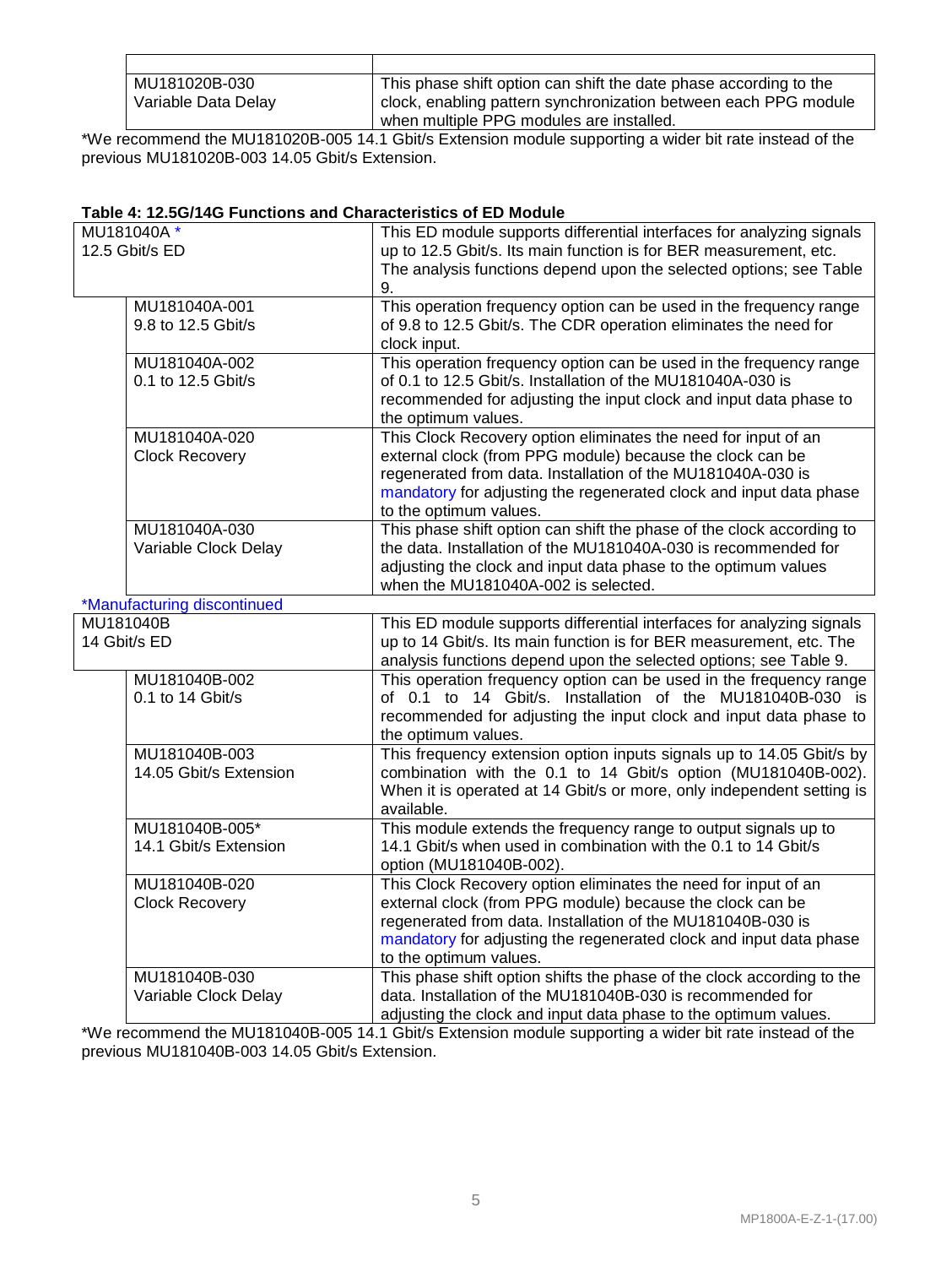| | |
|---|---|
| MU181020B-030<br>Variable Data Delay | This phase shift option can shift the date phase according to the clock, enabling pattern synchronization between each PPG module when multiple PPG modules are installed. |

*We recommend the MU181020B-005 14.1 Gbit/s Extension module supporting a wider bit rate instead of the previous MU181020B-003 14.05 Gbit/s Extension.

**Table 4: 12.5G/14G Functions and Characteristics of ED Module**

| | |
|---|---|
| MU181040A *<br>12.5 Gbit/s ED | This ED module supports differential interfaces for analyzing signals up to 12.5 Gbit/s. Its main function is for BER measurement, etc. The analysis functions depend upon the selected options; see Table 9. |
| MU181040A-001<br>9.8 to 12.5 Gbit/s | This operation frequency option can be used in the frequency range of 9.8 to 12.5 Gbit/s. The CDR operation eliminates the need for clock input. |
| MU181040A-002<br>0.1 to 12.5 Gbit/s | This operation frequency option can be used in the frequency range of 0.1 to 12.5 Gbit/s. Installation of the MU181040A-030 is recommended for adjusting the input clock and input data phase to the optimum values. |
| MU181040A-020<br>Clock Recovery | This Clock Recovery option eliminates the need for input of an external clock (from PPG module) because the clock can be regenerated from data. Installation of the MU181040A-030 is mandatory for adjusting the regenerated clock and input data phase to the optimum values. |
| MU181040A-030<br>Variable Clock Delay | This phase shift option can shift the phase of the clock according to the data. Installation of the MU181040A-030 is recommended for adjusting the clock and input data phase to the optimum values when the MU181040A-002 is selected. |

*Manufacturing discontinued

| | |
|---|---|
| MU181040B<br>14 Gbit/s ED | This ED module supports differential interfaces for analyzing signals up to 14 Gbit/s. Its main function is for BER measurement, etc. The analysis functions depend upon the selected options; see Table 9. |
| MU181040B-002<br>0.1 to 14 Gbit/s | This operation frequency option can be used in the frequency range of 0.1 to 14 Gbit/s. Installation of the MU181040B-030 is recommended for adjusting the input clock and input data phase to the optimum values. |
| MU181040B-003<br>14.05 Gbit/s Extension | This frequency extension option inputs signals up to 14.05 Gbit/s by combination with the 0.1 to 14 Gbit/s option (MU181040B-002). When it is operated at 14 Gbit/s or more, only independent setting is available. |
| MU181040B-005*<br>14.1 Gbit/s Extension | This module extends the frequency range to output signals up to 14.1 Gbit/s when used in combination with the 0.1 to 14 Gbit/s option (MU181040B-002). |
| MU181040B-020<br>Clock Recovery | This Clock Recovery option eliminates the need for input of an external clock (from PPG module) because the clock can be regenerated from data. Installation of the MU181040B-030 is mandatory for adjusting the regenerated clock and input data phase to the optimum values. |
| MU181040B-030<br>Variable Clock Delay | This phase shift option shifts the phase of the clock according to the data. Installation of the MU181040B-030 is recommended for adjusting the clock and input data phase to the optimum values. |

*We recommend the MU181040B-005 14.1 Gbit/s Extension module supporting a wider bit rate instead of the previous MU181040B-003 14.05 Gbit/s Extension.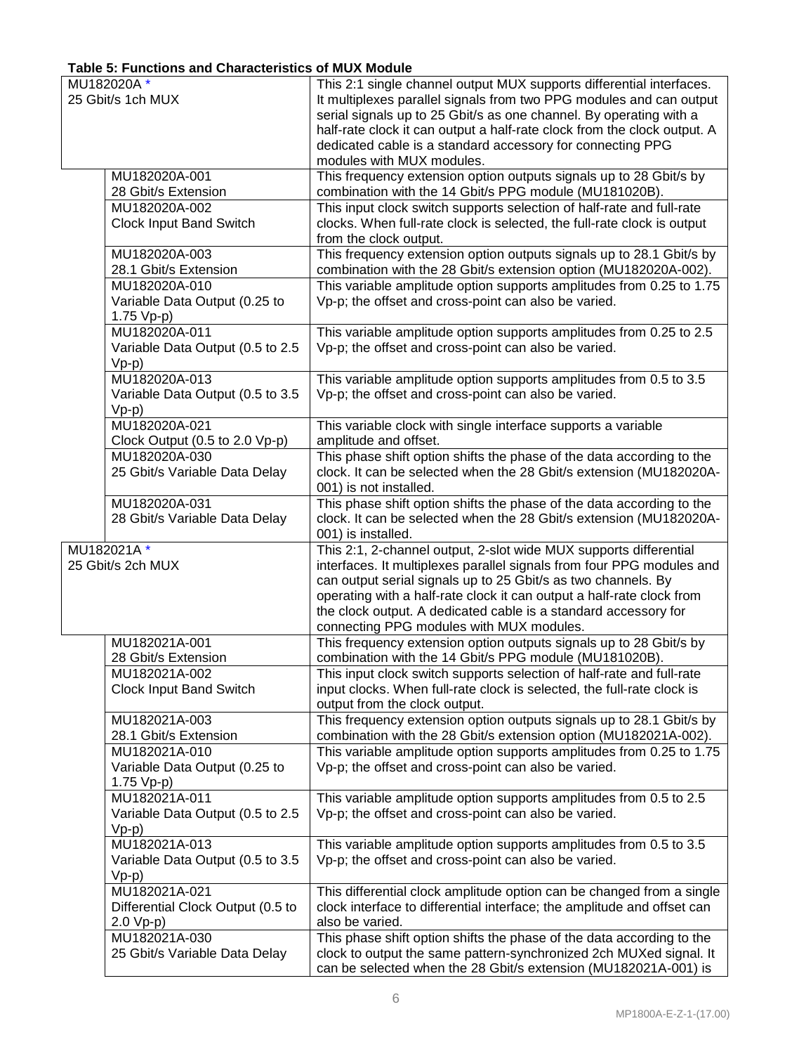**Table 5: Functions and Characteristics of MUX Module**

| Model | Description |
|---|---|
| MU182020A *<br>25 Gbit/s 1ch MUX | This 2:1 single channel output MUX supports differential interfaces. It multiplexes parallel signals from two PPG modules and can output serial signals up to 25 Gbit/s as one channel. By operating with a half-rate clock it can output a half-rate clock from the clock output. A dedicated cable is a standard accessory for connecting PPG modules with MUX modules. |
| MU182020A-001<br>28 Gbit/s Extension | This frequency extension option outputs signals up to 28 Gbit/s by combination with the 14 Gbit/s PPG module (MU181020B). |
| MU182020A-002<br>Clock Input Band Switch | This input clock switch supports selection of half-rate and full-rate clocks. When full-rate clock is selected, the full-rate clock is output from the clock output. |
| MU182020A-003<br>28.1 Gbit/s Extension | This frequency extension option outputs signals up to 28.1 Gbit/s by combination with the 28 Gbit/s extension option (MU182020A-002). |
| MU182020A-010<br>Variable Data Output (0.25 to 1.75 Vp-p) | This variable amplitude option supports amplitudes from 0.25 to 1.75 Vp-p; the offset and cross-point can also be varied. |
| MU182020A-011<br>Variable Data Output (0.5 to 2.5 Vp-p) | This variable amplitude option supports amplitudes from 0.25 to 2.5 Vp-p; the offset and cross-point can also be varied. |
| MU182020A-013<br>Variable Data Output (0.5 to 3.5 Vp-p) | This variable amplitude option supports amplitudes from 0.5 to 3.5 Vp-p; the offset and cross-point can also be varied. |
| MU182020A-021<br>Clock Output (0.5 to 2.0 Vp-p) | This variable clock with single interface supports a variable amplitude and offset. |
| MU182020A-030<br>25 Gbit/s Variable Data Delay | This phase shift option shifts the phase of the data according to the clock. It can be selected when the 28 Gbit/s extension (MU182020A-001) is not installed. |
| MU182020A-031<br>28 Gbit/s Variable Data Delay | This phase shift option shifts the phase of the data according to the clock. It can be selected when the 28 Gbit/s extension (MU182020A-001) is installed. |
| MU182021A *<br>25 Gbit/s 2ch MUX | This 2:1, 2-channel output, 2-slot wide MUX supports differential interfaces. It multiplexes parallel signals from four PPG modules and can output serial signals up to 25 Gbit/s as two channels. By operating with a half-rate clock it can output a half-rate clock from the clock output. A dedicated cable is a standard accessory for connecting PPG modules with MUX modules. |
| MU182021A-001<br>28 Gbit/s Extension | This frequency extension option outputs signals up to 28 Gbit/s by combination with the 14 Gbit/s PPG module (MU181020B). |
| MU182021A-002<br>Clock Input Band Switch | This input clock switch supports selection of half-rate and full-rate input clocks. When full-rate clock is selected, the full-rate clock is output from the clock output. |
| MU182021A-003<br>28.1 Gbit/s Extension | This frequency extension option outputs signals up to 28.1 Gbit/s by combination with the 28 Gbit/s extension option (MU182021A-002). |
| MU182021A-010<br>Variable Data Output (0.25 to 1.75 Vp-p) | This variable amplitude option supports amplitudes from 0.25 to 1.75 Vp-p; the offset and cross-point can also be varied. |
| MU182021A-011<br>Variable Data Output (0.5 to 2.5 Vp-p) | This variable amplitude option supports amplitudes from 0.5 to 2.5 Vp-p; the offset and cross-point can also be varied. |
| MU182021A-013<br>Variable Data Output (0.5 to 3.5 Vp-p) | This variable amplitude option supports amplitudes from 0.5 to 3.5 Vp-p; the offset and cross-point can also be varied. |
| MU182021A-021<br>Differential Clock Output (0.5 to 2.0 Vp-p) | This differential clock amplitude option can be changed from a single clock interface to differential interface; the amplitude and offset can also be varied. |
| MU182021A-030<br>25 Gbit/s Variable Data Delay | This phase shift option shifts the phase of the data according to the clock to output the same pattern-synchronized 2ch MUXed signal. It can be selected when the 28 Gbit/s extension (MU182021A-001) is |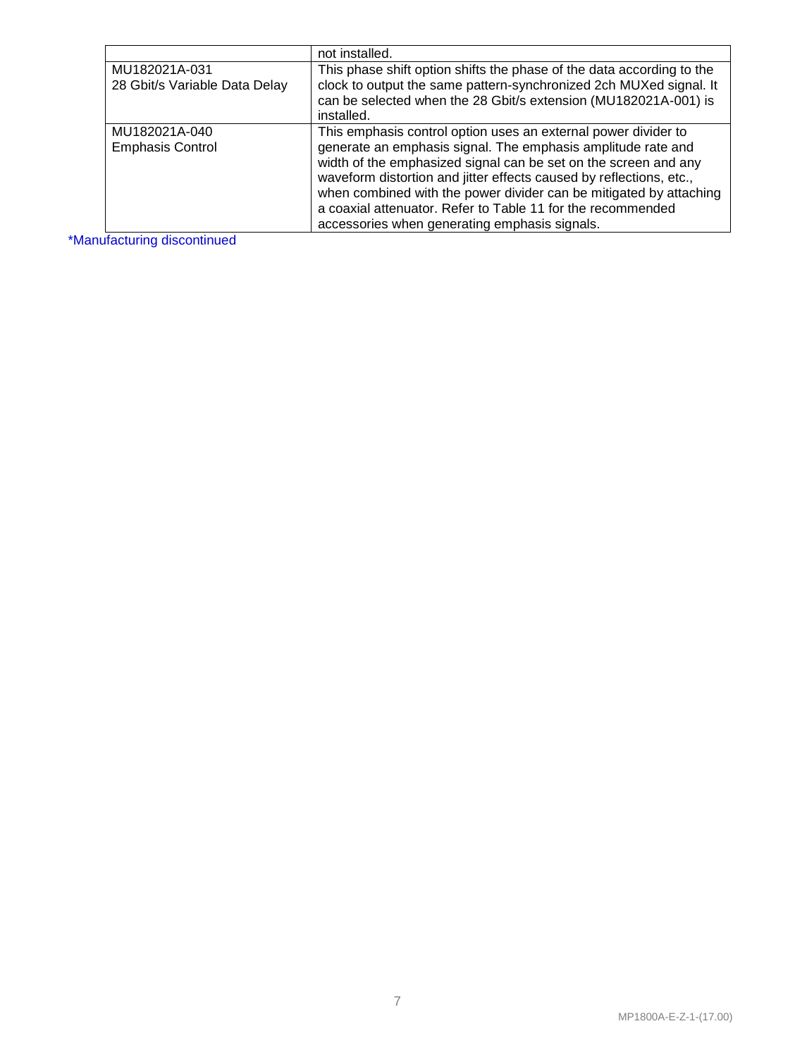| | |
|---|---|
| | not installed. |
| MU182021A-031<br>28 Gbit/s Variable Data Delay | This phase shift option shifts the phase of the data according to the clock to output the same pattern-synchronized 2ch MUXed signal. It can be selected when the 28 Gbit/s extension (MU182021A-001) is installed. |
| MU182021A-040<br>Emphasis Control | This emphasis control option uses an external power divider to generate an emphasis signal. The emphasis amplitude rate and width of the emphasized signal can be set on the screen and any waveform distortion and jitter effects caused by reflections, etc., when combined with the power divider can be mitigated by attaching a coaxial attenuator. Refer to Table 11 for the recommended accessories when generating emphasis signals. |

*Manufacturing discontinued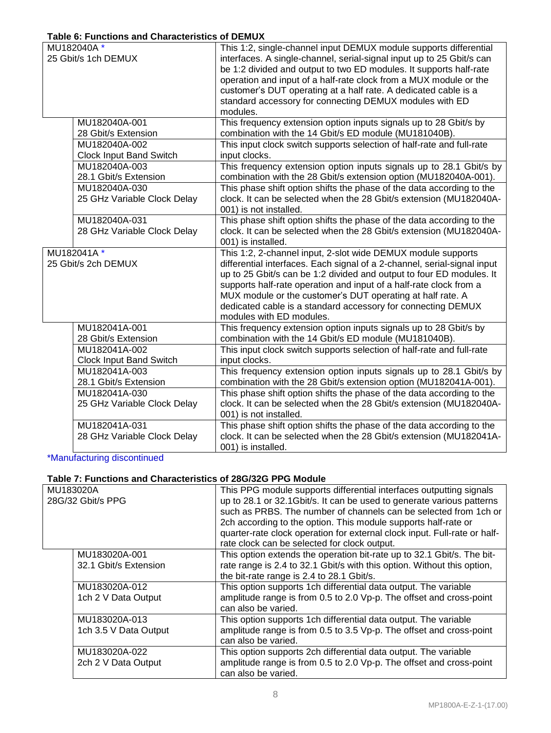**Table 6: Functions and Characteristics of DEMUX**

| Model | Description |
|---|---|
| MU182040A *<br>25 Gbit/s 1ch DEMUX | This 1:2, single-channel input DEMUX module supports differential interfaces. A single-channel, serial-signal input up to 25 Gbit/s can be 1:2 divided and output to two ED modules. It supports half-rate operation and input of a half-rate clock from a MUX module or the customer's DUT operating at a half rate. A dedicated cable is a standard accessory for connecting DEMUX modules with ED modules. |
| MU182040A-001<br>28 Gbit/s Extension | This frequency extension option inputs signals up to 28 Gbit/s by combination with the 14 Gbit/s ED module (MU181040B). |
| MU182040A-002<br>Clock Input Band Switch | This input clock switch supports selection of half-rate and full-rate input clocks. |
| MU182040A-003<br>28.1 Gbit/s Extension | This frequency extension option inputs signals up to 28.1 Gbit/s by combination with the 28 Gbit/s extension option (MU182040A-001). |
| MU182040A-030<br>25 GHz Variable Clock Delay | This phase shift option shifts the phase of the data according to the clock. It can be selected when the 28 Gbit/s extension (MU182040A-001) is not installed. |
| MU182040A-031<br>28 GHz Variable Clock Delay | This phase shift option shifts the phase of the data according to the clock. It can be selected when the 28 Gbit/s extension (MU182040A-001) is installed. |
| MU182041A *<br>25 Gbit/s 2ch DEMUX | This 1:2, 2-channel input, 2-slot wide DEMUX module supports differential interfaces. Each signal of a 2-channel, serial-signal input up to 25 Gbit/s can be 1:2 divided and output to four ED modules. It supports half-rate operation and input of a half-rate clock from a MUX module or the customer's DUT operating at half rate. A dedicated cable is a standard accessory for connecting DEMUX modules with ED modules. |
| MU182041A-001<br>28 Gbit/s Extension | This frequency extension option inputs signals up to 28 Gbit/s by combination with the 14 Gbit/s ED module (MU181040B). |
| MU182041A-002<br>Clock Input Band Switch | This input clock switch supports selection of half-rate and full-rate input clocks. |
| MU182041A-003<br>28.1 Gbit/s Extension | This frequency extension option inputs signals up to 28.1 Gbit/s by combination with the 28 Gbit/s extension option (MU182041A-001). |
| MU182041A-030<br>25 GHz Variable Clock Delay | This phase shift option shifts the phase of the data according to the clock. It can be selected when the 28 Gbit/s extension (MU182040A-001) is not installed. |
| MU182041A-031<br>28 GHz Variable Clock Delay | This phase shift option shifts the phase of the data according to the clock. It can be selected when the 28 Gbit/s extension (MU182041A-001) is installed. |

*Manufacturing discontinued

**Table 7: Functions and Characteristics of 28G/32G PPG Module**

| Model | Description |
|---|---|
| MU183020A<br>28G/32 Gbit/s PPG | This PPG module supports differential interfaces outputting signals up to 28.1 or 32.1Gbit/s. It can be used to generate various patterns such as PRBS. The number of channels can be selected from 1ch or 2ch according to the option. This module supports half-rate or quarter-rate clock operation for external clock input. Full-rate or half-rate clock can be selected for clock output. |
| MU183020A-001<br>32.1 Gbit/s Extension | This option extends the operation bit-rate up to 32.1 Gbit/s. The bit-rate range is 2.4 to 32.1 Gbit/s with this option. Without this option, the bit-rate range is 2.4 to 28.1 Gbit/s. |
| MU183020A-012<br>1ch 2 V Data Output | This option supports 1ch differential data output. The variable amplitude range is from 0.5 to 2.0 Vp-p. The offset and cross-point can also be varied. |
| MU183020A-013<br>1ch 3.5 V Data Output | This option supports 1ch differential data output. The variable amplitude range is from 0.5 to 3.5 Vp-p. The offset and cross-point can also be varied. |
| MU183020A-022<br>2ch 2 V Data Output | This option supports 2ch differential data output. The variable amplitude range is from 0.5 to 2.0 Vp-p. The offset and cross-point can also be varied. |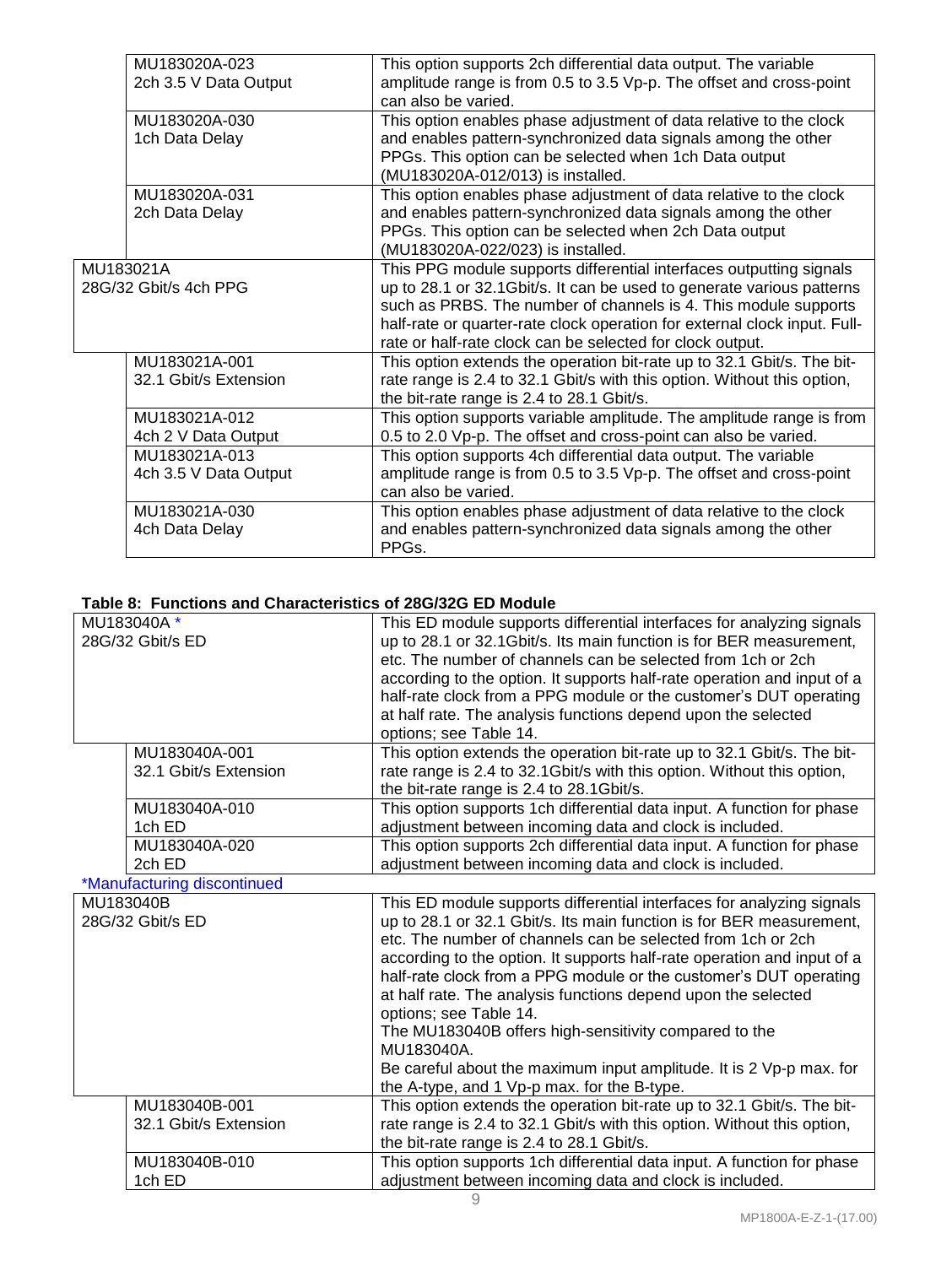| | |
|---|---|
| MU183020A-023<br>2ch 3.5 V Data Output | This option supports 2ch differential data output. The variable amplitude range is from 0.5 to 3.5 Vp-p. The offset and cross-point can also be varied. |
| MU183020A-030<br>1ch Data Delay | This option enables phase adjustment of data relative to the clock and enables pattern-synchronized data signals among the other PPGs. This option can be selected when 1ch Data output (MU183020A-012/013) is installed. |
| MU183020A-031<br>2ch Data Delay | This option enables phase adjustment of data relative to the clock and enables pattern-synchronized data signals among the other PPGs. This option can be selected when 2ch Data output (MU183020A-022/023) is installed. |
| MU183021A<br>28G/32 Gbit/s 4ch PPG | This PPG module supports differential interfaces outputting signals up to 28.1 or 32.1Gbit/s. It can be used to generate various patterns such as PRBS. The number of channels is 4. This module supports half-rate or quarter-rate clock operation for external clock input. Full-rate or half-rate clock can be selected for clock output. |
| MU183021A-001<br>32.1 Gbit/s Extension | This option extends the operation bit-rate up to 32.1 Gbit/s. The bit-rate range is 2.4 to 32.1 Gbit/s with this option. Without this option, the bit-rate range is 2.4 to 28.1 Gbit/s. |
| MU183021A-012<br>4ch 2 V Data Output | This option supports variable amplitude. The amplitude range is from 0.5 to 2.0 Vp-p. The offset and cross-point can also be varied. |
| MU183021A-013<br>4ch 3.5 V Data Output | This option supports 4ch differential data output. The variable amplitude range is from 0.5 to 3.5 Vp-p. The offset and cross-point can also be varied. |
| MU183021A-030<br>4ch Data Delay | This option enables phase adjustment of data relative to the clock and enables pattern-synchronized data signals among the other PPGs. |

**Table 8: Functions and Characteristics of 28G/32G ED Module**

| | |
|---|---|
| MU183040A *<br>28G/32 Gbit/s ED | This ED module supports differential interfaces for analyzing signals up to 28.1 or 32.1Gbit/s. Its main function is for BER measurement, etc. The number of channels can be selected from 1ch or 2ch according to the option. It supports half-rate operation and input of a half-rate clock from a PPG module or the customer's DUT operating at half rate. The analysis functions depend upon the selected options; see Table 14. |
| MU183040A-001<br>32.1 Gbit/s Extension | This option extends the operation bit-rate up to 32.1 Gbit/s. The bit-rate range is 2.4 to 32.1Gbit/s with this option. Without this option, the bit-rate range is 2.4 to 28.1Gbit/s. |
| MU183040A-010<br>1ch ED | This option supports 1ch differential data input. A function for phase adjustment between incoming data and clock is included. |
| MU183040A-020<br>2ch ED | This option supports 2ch differential data input. A function for phase adjustment between incoming data and clock is included. |

*Manufacturing discontinued

| | |
|---|---|
| MU183040B<br>28G/32 Gbit/s ED | This ED module supports differential interfaces for analyzing signals up to 28.1 or 32.1 Gbit/s. Its main function is for BER measurement, etc. The number of channels can be selected from 1ch or 2ch according to the option. It supports half-rate operation and input of a half-rate clock from a PPG module or the customer's DUT operating at half rate. The analysis functions depend upon the selected options; see Table 14.<br>The MU183040B offers high-sensitivity compared to the MU183040A.<br>Be careful about the maximum input amplitude. It is 2 Vp-p max. for the A-type, and 1 Vp-p max. for the B-type. |
| MU183040B-001<br>32.1 Gbit/s Extension | This option extends the operation bit-rate up to 32.1 Gbit/s. The bit-rate range is 2.4 to 32.1 Gbit/s with this option. Without this option, the bit-rate range is 2.4 to 28.1 Gbit/s. |
| MU183040B-010<br>1ch ED | This option supports 1ch differential data input. A function for phase adjustment between incoming data and clock is included. |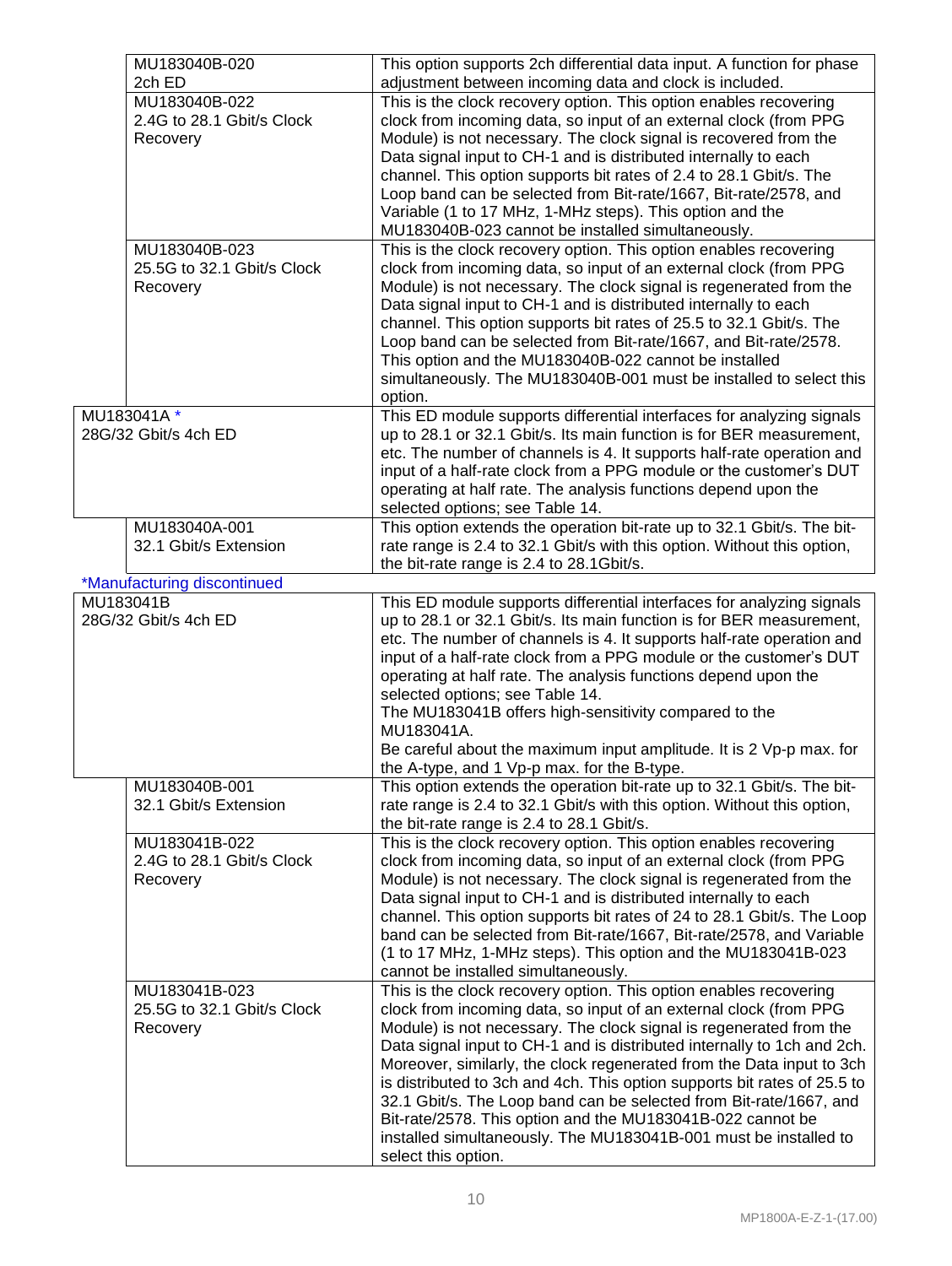| | |
|---|---|
| MU183040B-020<br>2ch ED | This option supports 2ch differential data input. A function for phase adjustment between incoming data and clock is included. |
| MU183040B-022<br>2.4G to 28.1 Gbit/s Clock Recovery | This is the clock recovery option. This option enables recovering clock from incoming data, so input of an external clock (from PPG Module) is not necessary. The clock signal is recovered from the Data signal input to CH-1 and is distributed internally to each channel. This option supports bit rates of 2.4 to 28.1 Gbit/s. The Loop band can be selected from Bit-rate/1667, Bit-rate/2578, and Variable (1 to 17 MHz, 1-MHz steps). This option and the MU183040B-023 cannot be installed simultaneously. |
| MU183040B-023<br>25.5G to 32.1 Gbit/s Clock Recovery | This is the clock recovery option. This option enables recovering clock from incoming data, so input of an external clock (from PPG Module) is not necessary. The clock signal is regenerated from the Data signal input to CH-1 and is distributed internally to each channel. This option supports bit rates of 25.5 to 32.1 Gbit/s. The Loop band can be selected from Bit-rate/1667, and Bit-rate/2578. This option and the MU183040B-022 cannot be installed simultaneously. The MU183040B-001 must be installed to select this option. |

| | |
|---|---|
| MU183041A *<br>28G/32 Gbit/s 4ch ED | This ED module supports differential interfaces for analyzing signals up to 28.1 or 32.1 Gbit/s. Its main function is for BER measurement, etc. The number of channels is 4. It supports half-rate operation and input of a half-rate clock from a PPG module or the customer's DUT operating at half rate. The analysis functions depend upon the selected options; see Table 14. |
| MU183040A-001<br>32.1 Gbit/s Extension | This option extends the operation bit-rate up to 32.1 Gbit/s. The bit-rate range is 2.4 to 32.1 Gbit/s with this option. Without this option, the bit-rate range is 2.4 to 28.1Gbit/s. |

*Manufacturing discontinued

| | |
|---|---|
| MU183041B<br>28G/32 Gbit/s 4ch ED | This ED module supports differential interfaces for analyzing signals up to 28.1 or 32.1 Gbit/s. Its main function is for BER measurement, etc. The number of channels is 4. It supports half-rate operation and input of a half-rate clock from a PPG module or the customer's DUT operating at half rate. The analysis functions depend upon the selected options; see Table 14.<br>The MU183041B offers high-sensitivity compared to the MU183041A.<br>Be careful about the maximum input amplitude. It is 2 Vp-p max. for the A-type, and 1 Vp-p max. for the B-type. |
| MU183040B-001<br>32.1 Gbit/s Extension | This option extends the operation bit-rate up to 32.1 Gbit/s. The bit-rate range is 2.4 to 32.1 Gbit/s with this option. Without this option, the bit-rate range is 2.4 to 28.1 Gbit/s. |
| MU183041B-022<br>2.4G to 28.1 Gbit/s Clock Recovery | This is the clock recovery option. This option enables recovering clock from incoming data, so input of an external clock (from PPG Module) is not necessary. The clock signal is regenerated from the Data signal input to CH-1 and is distributed internally to each channel. This option supports bit rates of 24 to 28.1 Gbit/s. The Loop band can be selected from Bit-rate/1667, Bit-rate/2578, and Variable (1 to 17 MHz, 1-MHz steps). This option and the MU183041B-023 cannot be installed simultaneously. |
| MU183041B-023<br>25.5G to 32.1 Gbit/s Clock Recovery | This is the clock recovery option. This option enables recovering clock from incoming data, so input of an external clock (from PPG Module) is not necessary. The clock signal is regenerated from the Data signal input to CH-1 and is distributed internally to 1ch and 2ch. Moreover, similarly, the clock regenerated from the Data input to 3ch is distributed to 3ch and 4ch. This option supports bit rates of 25.5 to 32.1 Gbit/s. The Loop band can be selected from Bit-rate/1667, and Bit-rate/2578. This option and the MU183041B-022 cannot be installed simultaneously. The MU183041B-001 must be installed to select this option. |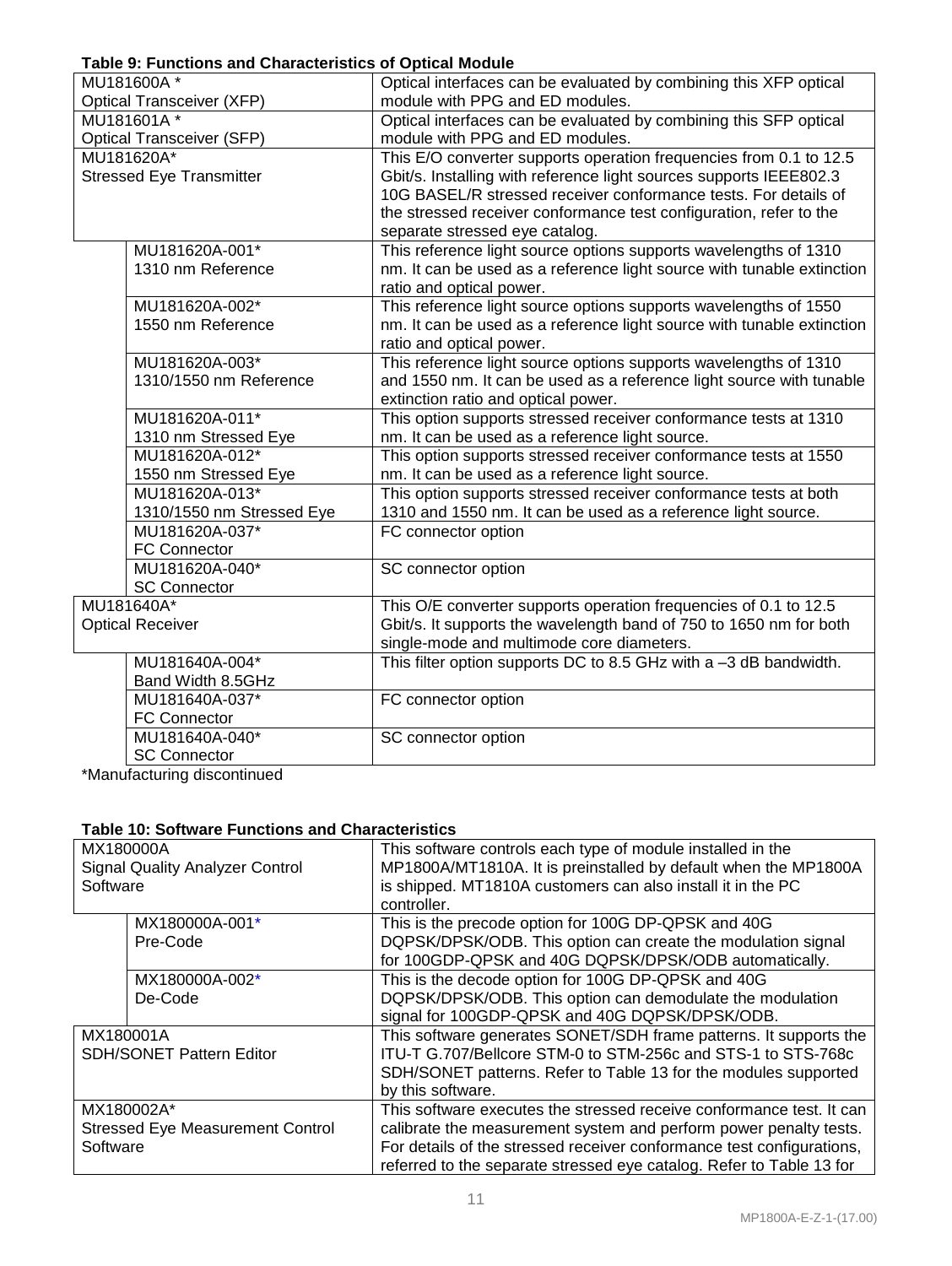**Table 9: Functions and Characteristics of Optical Module**

| | | |
|---|---|---|
| MU181600A *<br>Optical Transceiver (XFP) | | Optical interfaces can be evaluated by combining this XFP optical module with PPG and ED modules. |
| MU181601A *<br>Optical Transceiver (SFP) | | Optical interfaces can be evaluated by combining this SFP optical module with PPG and ED modules. |
| MU181620A*<br>Stressed Eye Transmitter | | This E/O converter supports operation frequencies from 0.1 to 12.5 Gbit/s. Installing with reference light sources supports IEEE802.3 10G BASEL/R stressed receiver conformance tests. For details of the stressed receiver conformance test configuration, refer to the separate stressed eye catalog. |
| | MU181620A-001*<br>1310 nm Reference | This reference light source options supports wavelengths of 1310 nm. It can be used as a reference light source with tunable extinction ratio and optical power. |
| | MU181620A-002*<br>1550 nm Reference | This reference light source options supports wavelengths of 1550 nm. It can be used as a reference light source with tunable extinction ratio and optical power. |
| | MU181620A-003*<br>1310/1550 nm Reference | This reference light source options supports wavelengths of 1310 and 1550 nm. It can be used as a reference light source with tunable extinction ratio and optical power. |
| | MU181620A-011*<br>1310 nm Stressed Eye | This option supports stressed receiver conformance tests at 1310 nm. It can be used as a reference light source. |
| | MU181620A-012*<br>1550 nm Stressed Eye | This option supports stressed receiver conformance tests at 1550 nm. It can be used as a reference light source. |
| | MU181620A-013*<br>1310/1550 nm Stressed Eye | This option supports stressed receiver conformance tests at both 1310 and 1550 nm. It can be used as a reference light source. |
| | MU181620A-037*<br>FC Connector | FC connector option |
| | MU181620A-040*<br>SC Connector | SC connector option |
| MU181640A*<br>Optical Receiver | | This O/E converter supports operation frequencies of 0.1 to 12.5 Gbit/s. It supports the wavelength band of 750 to 1650 nm for both single-mode and multimode core diameters. |
| | MU181640A-004*<br>Band Width 8.5GHz | This filter option supports DC to 8.5 GHz with a –3 dB bandwidth. |
| | MU181640A-037*<br>FC Connector | FC connector option |
| | MU181640A-040*<br>SC Connector | SC connector option |

*Manufacturing discontinued

**Table 10: Software Functions and Characteristics**

| | | |
|---|---|---|
| MX180000A<br>Signal Quality Analyzer Control Software | | This software controls each type of module installed in the MP1800A/MT1810A. It is preinstalled by default when the MP1800A is shipped. MT1810A customers can also install it in the PC controller. |
| | MX180000A-001*<br>Pre-Code | This is the precode option for 100G DP-QPSK and 40G DQPSK/DPSK/ODB. This option can create the modulation signal for 100GDP-QPSK and 40G DQPSK/DPSK/ODB automatically. |
| | MX180000A-002*<br>De-Code | This is the decode option for 100G DP-QPSK and 40G DQPSK/DPSK/ODB. This option can demodulate the modulation signal for 100GDP-QPSK and 40G DQPSK/DPSK/ODB. |
| MX180001A<br>SDH/SONET Pattern Editor | | This software generates SONET/SDH frame patterns. It supports the ITU-T G.707/Bellcore STM-0 to STM-256c and STS-1 to STS-768c SDH/SONET patterns. Refer to Table 13 for the modules supported by this software. |
| MX180002A*<br>Stressed Eye Measurement Control Software | | This software executes the stressed receive conformance test. It can calibrate the measurement system and perform power penalty tests. For details of the stressed receiver conformance test configurations, referred to the separate stressed eye catalog. Refer to Table 13 for |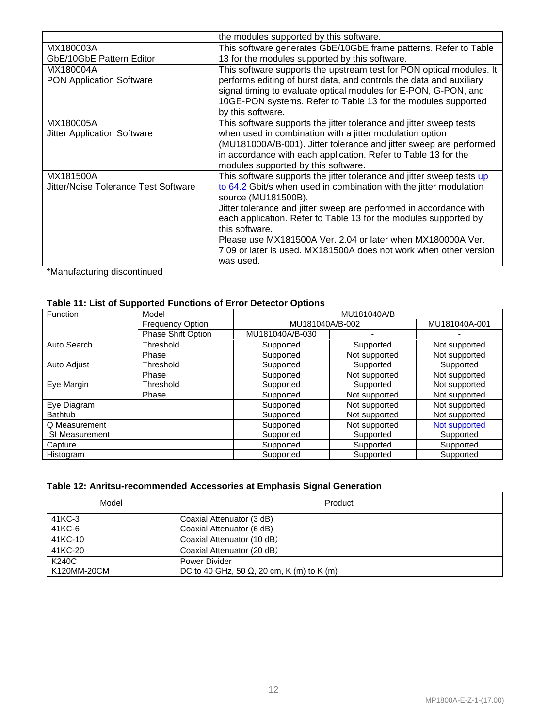| | the modules supported by this software. |
|---|---|
| MX180003A<br>GbE/10GbE Pattern Editor | This software generates GbE/10GbE frame patterns. Refer to Table 13 for the modules supported by this software. |
| MX180004A<br>PON Application Software | This software supports the upstream test for PON optical modules. It performs editing of burst data, and controls the data and auxiliary signal timing to evaluate optical modules for E-PON, G-PON, and 10GE-PON systems. Refer to Table 13 for the modules supported by this software. |
| MX180005A<br>Jitter Application Software | This software supports the jitter tolerance and jitter sweep tests when used in combination with a jitter modulation option (MU181000A/B-001). Jitter tolerance and jitter sweep are performed in accordance with each application. Refer to Table 13 for the modules supported by this software. |
| MX181500A<br>Jitter/Noise Tolerance Test Software | This software supports the jitter tolerance and jitter sweep tests up to 64.2 Gbit/s when used in combination with the jitter modulation source (MU181500B).<br>Jitter tolerance and jitter sweep are performed in accordance with each application. Refer to Table 13 for the modules supported by this software.<br>Please use MX181500A Ver. 2.04 or later when MX180000A Ver. 7.09 or later is used. MX181500A does not work when other version was used. |

*Manufacturing discontinued

**Table 11: List of Supported Functions of Error Detector Options**

| Function | Model | MU181040A/B | | |
|---|---|---|---|---|
| | Frequency Option | MU181040A/B-002 | | MU181040A-001 |
| | Phase Shift Option | MU181040A/B-030 | - | - |
| Auto Search | Threshold | Supported | Supported | Not supported |
| | Phase | Supported | Not supported | Not supported |
| Auto Adjust | Threshold | Supported | Supported | Supported |
| | Phase | Supported | Not supported | Not supported |
| Eye Margin | Threshold | Supported | Supported | Not supported |
| | Phase | Supported | Not supported | Not supported |
| Eye Diagram | | Supported | Not supported | Not supported |
| Bathtub | | Supported | Not supported | Not supported |
| Q Measurement | | Supported | Not supported | Not supported |
| ISI Measurement | | Supported | Supported | Supported |
| Capture | | Supported | Supported | Supported |
| Histogram | | Supported | Supported | Supported |

**Table 12: Anritsu-recommended Accessories at Emphasis Signal Generation**

| Model | Product |
|---|---|
| 41KC-3 | Coaxial Attenuator (3 dB) |
| 41KC-6 | Coaxial Attenuator (6 dB) |
| 41KC-10 | Coaxial Attenuator (10 dB) |
| 41KC-20 | Coaxial Attenuator (20 dB) |
| K240C | Power Divider |
| K120MM-20CM | DC to 40 GHz, 50 Ω, 20 cm, K (m) to K (m) |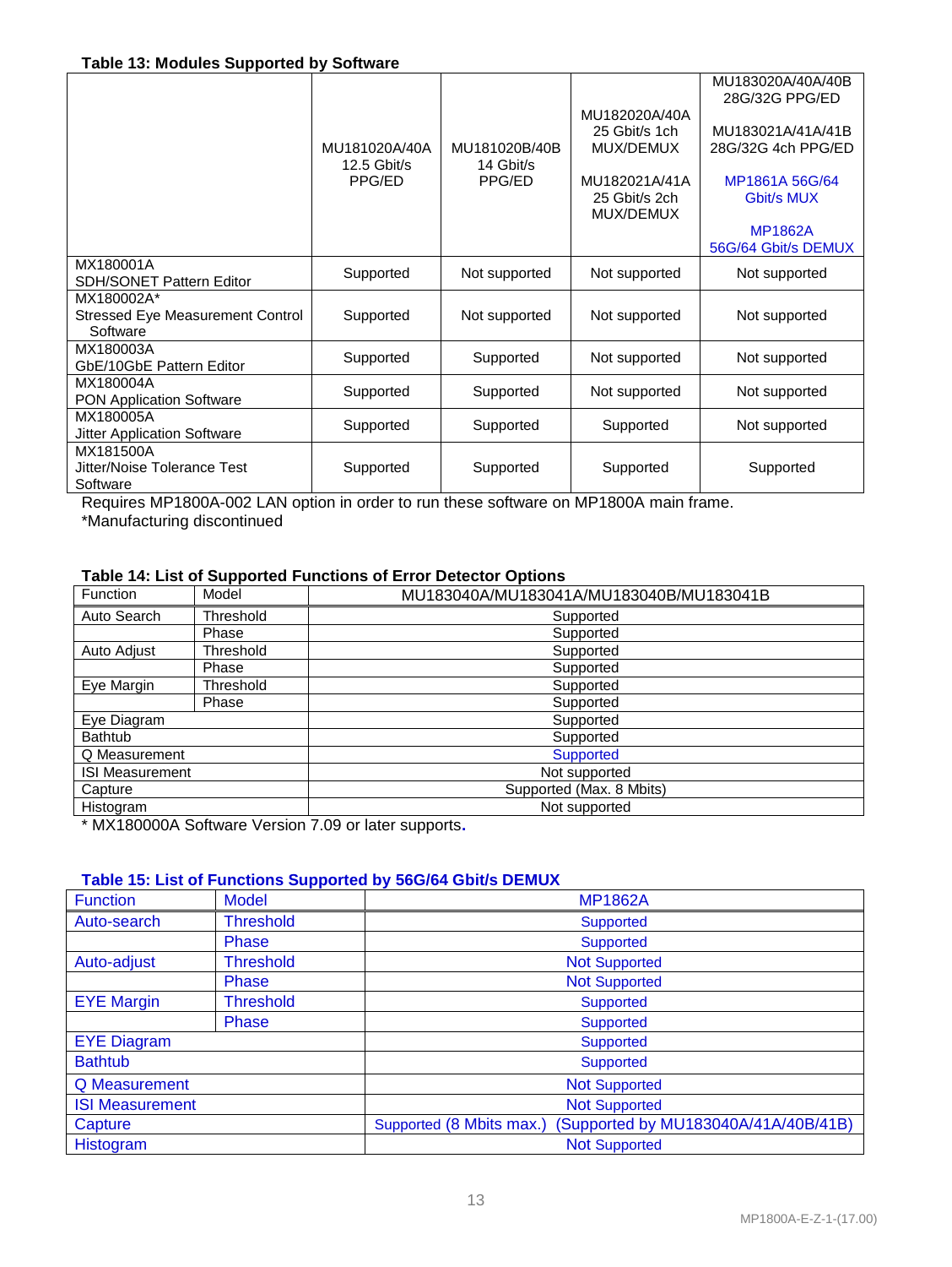**Table 13: Modules Supported by Software**

| | MU181020A/40A 12.5 Gbit/s PPG/ED | MU181020B/40B 14 Gbit/s PPG/ED | MU182020A/40A 25 Gbit/s 1ch MUX/DEMUX<br><br>MU182021A/41A 25 Gbit/s 2ch MUX/DEMUX | MU183020A/40A/40B 28G/32G PPG/ED<br><br>MU183021A/41A/41B 28G/32G 4ch PPG/ED<br><br>MP1861A 56G/64 Gbit/s MUX<br><br>MP1862A 56G/64 Gbit/s DEMUX |
|---|---|---|---|---|
| MX180001A SDH/SONET Pattern Editor | Supported | Not supported | Not supported | Not supported |
| MX180002A* Stressed Eye Measurement Control Software | Supported | Not supported | Not supported | Not supported |
| MX180003A GbE/10GbE Pattern Editor | Supported | Supported | Not supported | Not supported |
| MX180004A PON Application Software | Supported | Supported | Not supported | Not supported |
| MX180005A Jitter Application Software | Supported | Supported | Supported | Not supported |
| MX181500A Jitter/Noise Tolerance Test Software | Supported | Supported | Supported | Supported |

Requires MP1800A-002 LAN option in order to run these software on MP1800A main frame.
*Manufacturing discontinued

**Table 14: List of Supported Functions of Error Detector Options**

| Function | Model | MU183040A/MU183041A/MU183040B/MU183041B |
|---|---|---|
| Auto Search | Threshold | Supported |
| | Phase | Supported |
| Auto Adjust | Threshold | Supported |
| | Phase | Supported |
| Eye Margin | Threshold | Supported |
| | Phase | Supported |
| Eye Diagram | | Supported |
| Bathtub | | Supported |
| Q Measurement | | Supported |
| ISI Measurement | | Not supported |
| Capture | | Supported (Max. 8 Mbits) |
| Histogram | | Not supported |

* MX180000A Software Version 7.09 or later supports.

**Table 15: List of Functions Supported by 56G/64 Gbit/s DEMUX**

| Function | Model | MP1862A |
|---|---|---|
| Auto-search | Threshold | Supported |
| | Phase | Supported |
| Auto-adjust | Threshold | Not Supported |
| | Phase | Not Supported |
| EYE Margin | Threshold | Supported |
| | Phase | Supported |
| EYE Diagram | | Supported |
| Bathtub | | Supported |
| Q Measurement | | Not Supported |
| ISI Measurement | | Not Supported |
| Capture | | Supported (8 Mbits max.) (Supported by MU183040A/41A/40B/41B) |
| Histogram | | Not Supported |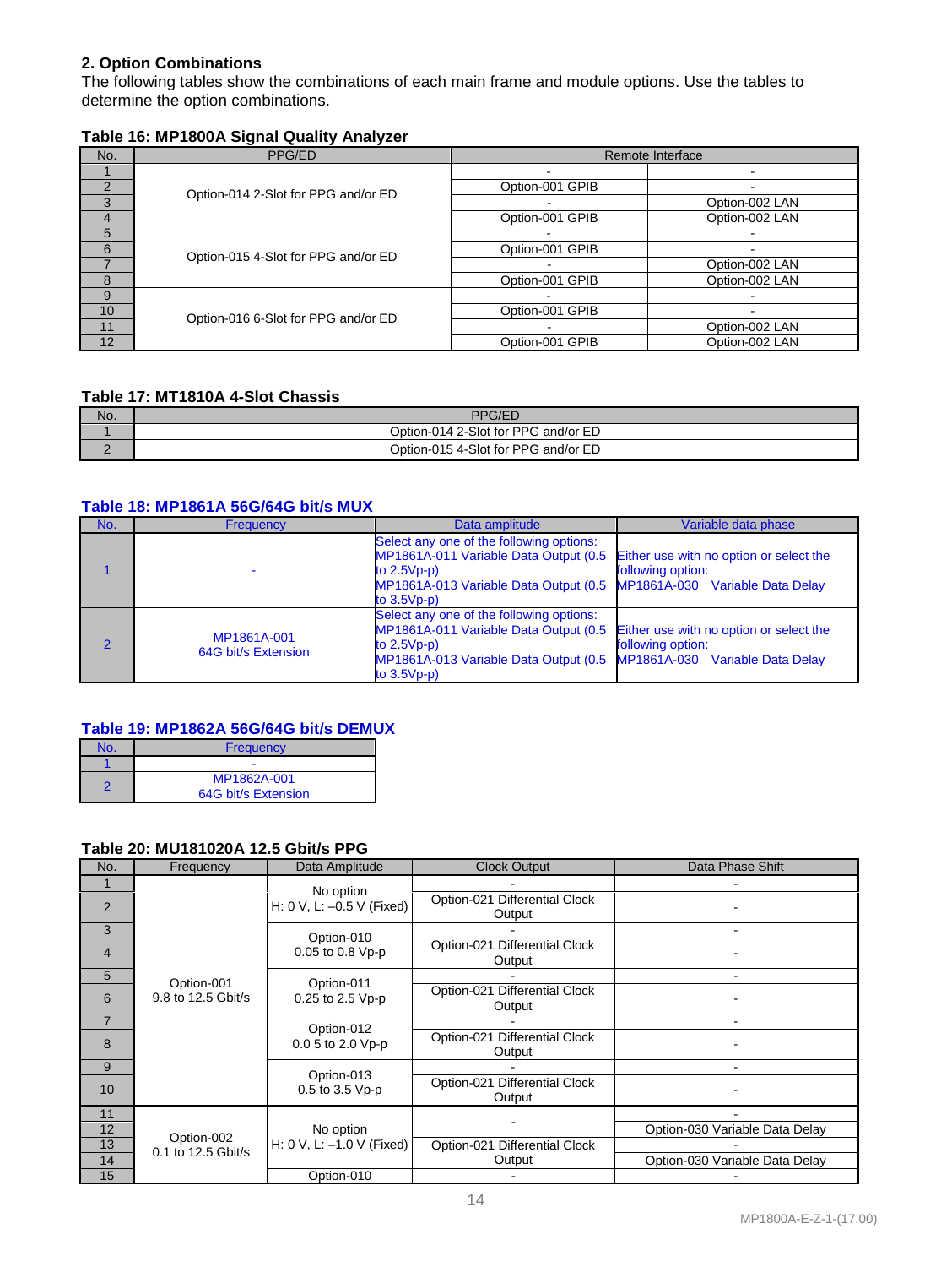## 2. Option Combinations

The following tables show the combinations of each main frame and module options. Use the tables to determine the option combinations.

### Table 16: MP1800A Signal Quality Analyzer

| No. | PPG/ED | Remote Interface | |
|---|---|---|---|
| 1 | Option-014 2-Slot for PPG and/or ED | - | - |
| 2 | | Option-001 GPIB | - |
| 3 | | - | Option-002 LAN |
| 4 | | Option-001 GPIB | Option-002 LAN |
| 5 | Option-015 4-Slot for PPG and/or ED | - | - |
| 6 | | Option-001 GPIB | - |
| 7 | | - | Option-002 LAN |
| 8 | | Option-001 GPIB | Option-002 LAN |
| 9 | Option-016 6-Slot for PPG and/or ED | - | - |
| 10 | | Option-001 GPIB | - |
| 11 | | - | Option-002 LAN |
| 12 | | Option-001 GPIB | Option-002 LAN |

### Table 17: MT1810A 4-Slot Chassis

| No. | PPG/ED |
|---|---|
| 1 | Option-014 2-Slot for PPG and/or ED |
| 2 | Option-015 4-Slot for PPG and/or ED |

### Table 18: MP1861A 56G/64G bit/s MUX

| No. | Frequency | Data amplitude | Variable data phase |
|---|---|---|---|
| 1 | - | Select any one of the following options:<br>MP1861A-011 Variable Data Output (0.5 to 2.5Vp-p)<br>MP1861A-013 Variable Data Output (0.5 to 3.5Vp-p) | Either use with no option or select the following option:<br>MP1861A-030 Variable Data Delay |
| 2 | MP1861A-001<br>64G bit/s Extension | Select any one of the following options:<br>MP1861A-011 Variable Data Output (0.5 to 2.5Vp-p)<br>MP1861A-013 Variable Data Output (0.5 to 3.5Vp-p) | Either use with no option or select the following option:<br>MP1861A-030 Variable Data Delay |

### Table 19: MP1862A 56G/64G bit/s DEMUX

| No. | Frequency |
|---|---|
| 1 | - |
| 2 | MP1862A-001<br>64G bit/s Extension |

### Table 20: MU181020A 12.5 Gbit/s PPG

| No. | Frequency | Data Amplitude | Clock Output | Data Phase Shift |
|---|---|---|---|---|
| 1 | Option-001<br>9.8 to 12.5 Gbit/s | No option<br>H: 0 V, L: –0.5 V (Fixed) | - | - |
| 2 | | | Option-021 Differential Clock Output | - |
| 3 | | Option-010<br>0.05 to 0.8 Vp-p | - | - |
| 4 | | | Option-021 Differential Clock Output | - |
| 5 | | Option-011<br>0.25 to 2.5 Vp-p | - | - |
| 6 | | | Option-021 Differential Clock Output | - |
| 7 | | Option-012<br>0.0 5 to 2.0 Vp-p | - | - |
| 8 | | | Option-021 Differential Clock Output | - |
| 9 | | Option-013<br>0.5 to 3.5 Vp-p | - | - |
| 10 | | | Option-021 Differential Clock Output | - |
| 11 | Option-002<br>0.1 to 12.5 Gbit/s | No option<br>H: 0 V, L: –1.0 V (Fixed) | - | - |
| 12 | | | | Option-030 Variable Data Delay |
| 13 | | | Option-021 Differential Clock Output | - |
| 14 | | | | Option-030 Variable Data Delay |
| 15 | | Option-010 | - | - |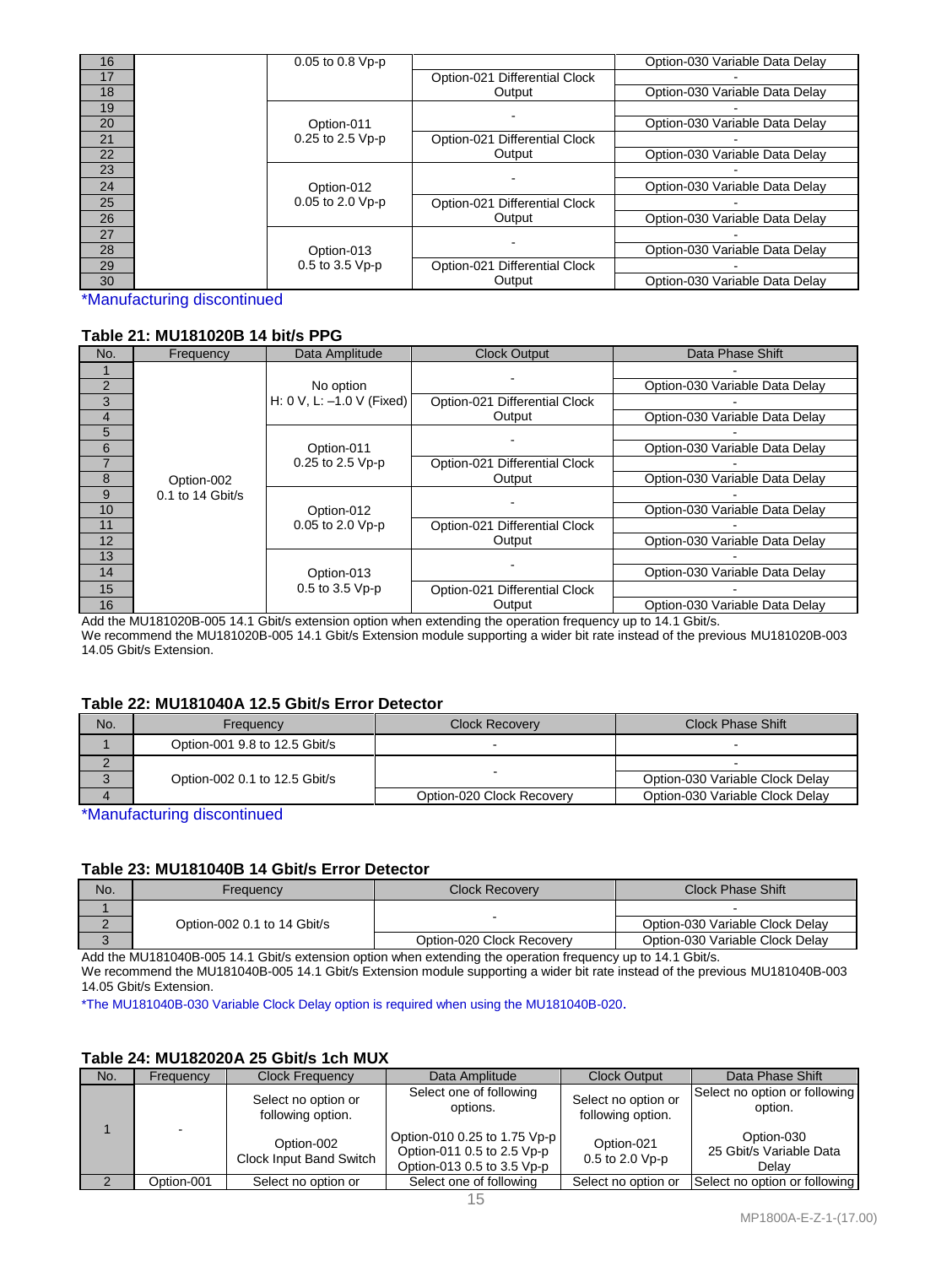| No. | Frequency | Data Amplitude | Clock Output | Data Phase Shift |
|---|---|---|---|---|
| 16 | | 0.05 to 0.8 Vp-p | | Option-030 Variable Data Delay |
| 17 | | | Option-021 Differential Clock Output | - |
| 18 | | | | Option-030 Variable Data Delay |
| 19 | | Option-011 0.25 to 2.5 Vp-p | - | - |
| 20 | | | | Option-030 Variable Data Delay |
| 21 | | | Option-021 Differential Clock Output | - |
| 22 | | | | Option-030 Variable Data Delay |
| 23 | | Option-012 0.05 to 2.0 Vp-p | - | - |
| 24 | | | | Option-030 Variable Data Delay |
| 25 | | | Option-021 Differential Clock Output | - |
| 26 | | | | Option-030 Variable Data Delay |
| 27 | | Option-013 0.5 to 3.5 Vp-p | - | - |
| 28 | | | | Option-030 Variable Data Delay |
| 29 | | | Option-021 Differential Clock Output | - |
| 30 | | | | Option-030 Variable Data Delay |

*Manufacturing discontinued

### Table 21: MU181020B 14 bit/s PPG

| No. | Frequency | Data Amplitude | Clock Output | Data Phase Shift |
|---|---|---|---|---|
| 1 | Option-002 0.1 to 14 Gbit/s | No option H: 0 V, L: –1.0 V (Fixed) | - | - |
| 2 | | | | Option-030 Variable Data Delay |
| 3 | | | Option-021 Differential Clock Output | - |
| 4 | | | | Option-030 Variable Data Delay |
| 5 | | Option-011 0.25 to 2.5 Vp-p | - | - |
| 6 | | | | Option-030 Variable Data Delay |
| 7 | | | Option-021 Differential Clock Output | - |
| 8 | | | | Option-030 Variable Data Delay |
| 9 | | Option-012 0.05 to 2.0 Vp-p | - | - |
| 10 | | | | Option-030 Variable Data Delay |
| 11 | | | Option-021 Differential Clock Output | - |
| 12 | | | | Option-030 Variable Data Delay |
| 13 | | Option-013 0.5 to 3.5 Vp-p | - | - |
| 14 | | | | Option-030 Variable Data Delay |
| 15 | | | Option-021 Differential Clock Output | - |
| 16 | | | | Option-030 Variable Data Delay |

Add the MU181020B-005 14.1 Gbit/s extension option when extending the operation frequency up to 14.1 Gbit/s.
We recommend the MU181020B-005 14.1 Gbit/s Extension module supporting a wider bit rate instead of the previous MU181020B-003 14.05 Gbit/s Extension.

### Table 22: MU181040A 12.5 Gbit/s Error Detector

| No. | Frequency | Clock Recovery | Clock Phase Shift |
|---|---|---|---|
| 1 | Option-001 9.8 to 12.5 Gbit/s | - | - |
| 2 | Option-002 0.1 to 12.5 Gbit/s | - | - |
| 3 | | | Option-030 Variable Clock Delay |
| 4 | | Option-020 Clock Recovery | Option-030 Variable Clock Delay |

*Manufacturing discontinued

### Table 23: MU181040B 14 Gbit/s Error Detector

| No. | Frequency | Clock Recovery | Clock Phase Shift |
|---|---|---|---|
| 1 | Option-002 0.1 to 14 Gbit/s | - | - |
| 2 | | | Option-030 Variable Clock Delay |
| 3 | | Option-020 Clock Recovery | Option-030 Variable Clock Delay |

Add the MU181040B-005 14.1 Gbit/s extension option when extending the operation frequency up to 14.1 Gbit/s.
We recommend the MU181040B-005 14.1 Gbit/s Extension module supporting a wider bit rate instead of the previous MU181040B-003 14.05 Gbit/s Extension.

*The MU181040B-030 Variable Clock Delay option is required when using the MU181040B-020.

### Table 24: MU182020A 25 Gbit/s 1ch MUX

| No. | Frequency | Clock Frequency | Data Amplitude | Clock Output | Data Phase Shift |
|---|---|---|---|---|---|
| 1 | - | Select no option or following option. Option-002 Clock Input Band Switch | Select one of following options. Option-010 0.25 to 1.75 Vp-p Option-011 0.5 to 2.5 Vp-p Option-013 0.5 to 3.5 Vp-p | Select no option or following option. Option-021 0.5 to 2.0 Vp-p | Select no option or following option. Option-030 25 Gbit/s Variable Data Delay |
| 2 | Option-001 | Select no option or | Select one of following | Select no option or | Select no option or following |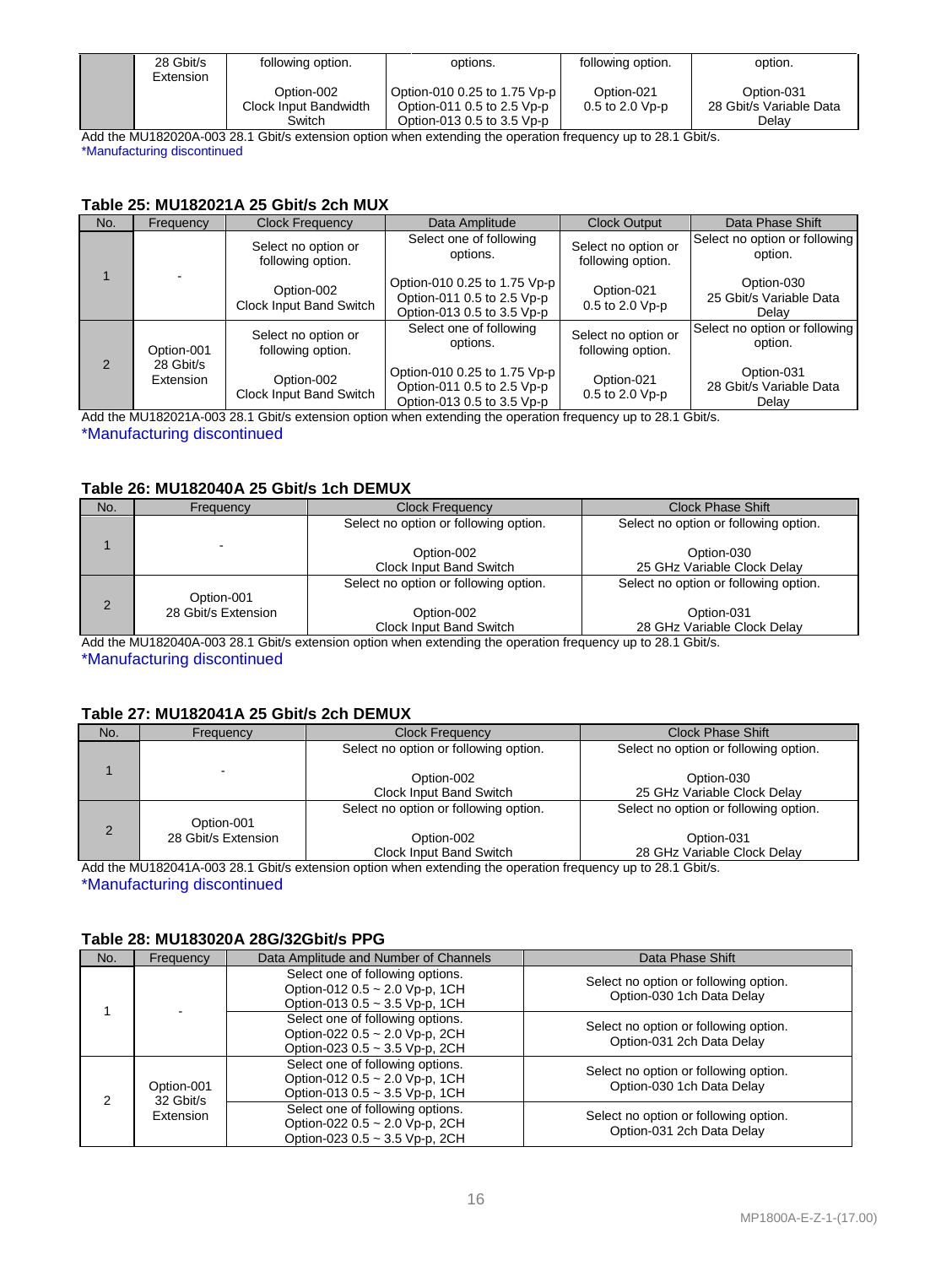| | 28 Gbit/s Extension | following option.<br><br>Option-002<br>Clock Input Bandwidth Switch | options.<br><br>Option-010 0.25 to 1.75 Vp-p<br>Option-011 0.5 to 2.5 Vp-p<br>Option-013 0.5 to 3.5 Vp-p | following option.<br><br>Option-021<br>0.5 to 2.0 Vp-p | option.<br><br>Option-031<br>28 Gbit/s Variable Data Delay |
|---|---|---|---|---|---|

Add the MU182020A-003 28.1 Gbit/s extension option when extending the operation frequency up to 28.1 Gbit/s.
*Manufacturing discontinued

### Table 25: MU182021A 25 Gbit/s 2ch MUX

| No. | Frequency | Clock Frequency | Data Amplitude | Clock Output | Data Phase Shift |
|---|---|---|---|---|---|
| 1 | - | Select no option or following option.<br><br>Option-002<br>Clock Input Band Switch | Select one of following options.<br><br>Option-010 0.25 to 1.75 Vp-p<br>Option-011 0.5 to 2.5 Vp-p<br>Option-013 0.5 to 3.5 Vp-p | Select no option or following option.<br><br>Option-021<br>0.5 to 2.0 Vp-p | Select no option or following option.<br><br>Option-030<br>25 Gbit/s Variable Data Delay |
| 2 | Option-001<br>28 Gbit/s Extension | Select no option or following option.<br><br>Option-002<br>Clock Input Band Switch | Select one of following options.<br><br>Option-010 0.25 to 1.75 Vp-p<br>Option-011 0.5 to 2.5 Vp-p<br>Option-013 0.5 to 3.5 Vp-p | Select no option or following option.<br><br>Option-021<br>0.5 to 2.0 Vp-p | Select no option or following option.<br><br>Option-031<br>28 Gbit/s Variable Data Delay |

Add the MU182021A-003 28.1 Gbit/s extension option when extending the operation frequency up to 28.1 Gbit/s.
*Manufacturing discontinued

### Table 26: MU182040A 25 Gbit/s 1ch DEMUX

| No. | Frequency | Clock Frequency | Clock Phase Shift |
|---|---|---|---|
| 1 | - | Select no option or following option.<br><br>Option-002<br>Clock Input Band Switch | Select no option or following option.<br><br>Option-030<br>25 GHz Variable Clock Delay |
| 2 | Option-001<br>28 Gbit/s Extension | Select no option or following option.<br><br>Option-002<br>Clock Input Band Switch | Select no option or following option.<br><br>Option-031<br>28 GHz Variable Clock Delay |

Add the MU182040A-003 28.1 Gbit/s extension option when extending the operation frequency up to 28.1 Gbit/s.
*Manufacturing discontinued

### Table 27: MU182041A 25 Gbit/s 2ch DEMUX

| No. | Frequency | Clock Frequency | Clock Phase Shift |
|---|---|---|---|
| 1 | - | Select no option or following option.<br><br>Option-002<br>Clock Input Band Switch | Select no option or following option.<br><br>Option-030<br>25 GHz Variable Clock Delay |
| 2 | Option-001<br>28 Gbit/s Extension | Select no option or following option.<br><br>Option-002<br>Clock Input Band Switch | Select no option or following option.<br><br>Option-031<br>28 GHz Variable Clock Delay |

Add the MU182041A-003 28.1 Gbit/s extension option when extending the operation frequency up to 28.1 Gbit/s.
*Manufacturing discontinued

### Table 28: MU183020A 28G/32Gbit/s PPG

| No. | Frequency | Data Amplitude and Number of Channels | Data Phase Shift |
|---|---|---|---|
| 1 | - | Select one of following options.<br>Option-012 0.5 ~ 2.0 Vp-p, 1CH<br>Option-013 0.5 ~ 3.5 Vp-p, 1CH | Select no option or following option.<br>Option-030 1ch Data Delay |
| | | Select one of following options.<br>Option-022 0.5 ~ 2.0 Vp-p, 2CH<br>Option-023 0.5 ~ 3.5 Vp-p, 2CH | Select no option or following option.<br>Option-031 2ch Data Delay |
| 2 | Option-001<br>32 Gbit/s Extension | Select one of following options.<br>Option-012 0.5 ~ 2.0 Vp-p, 1CH<br>Option-013 0.5 ~ 3.5 Vp-p, 1CH | Select no option or following option.<br>Option-030 1ch Data Delay |
| | | Select one of following options.<br>Option-022 0.5 ~ 2.0 Vp-p, 2CH<br>Option-023 0.5 ~ 3.5 Vp-p, 2CH | Select no option or following option.<br>Option-031 2ch Data Delay |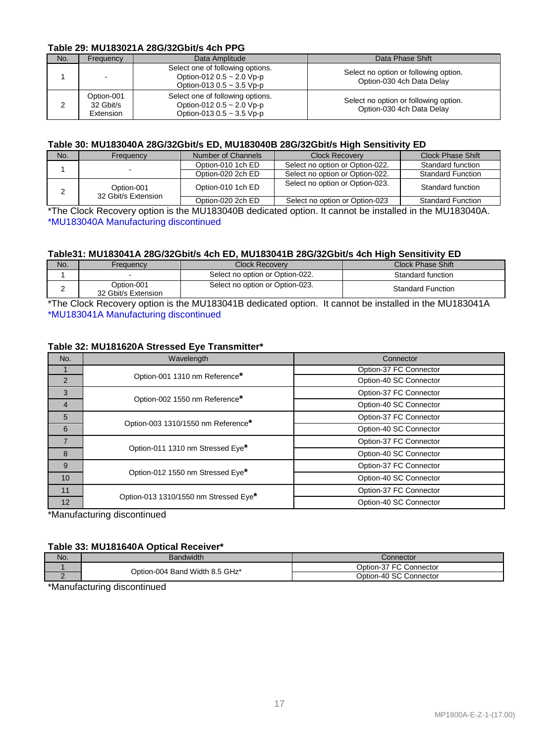**Table 29: MU183021A 28G/32Gbit/s 4ch PPG**

| No. | Frequency | Data Amplitude | Data Phase Shift |
|---|---|---|---|
| 1 | - | Select one of following options.<br>Option-012 0.5 ~ 2.0 Vp-p<br>Option-013 0.5 ~ 3.5 Vp-p | Select no option or following option.<br>Option-030 4ch Data Delay |
| 2 | Option-001<br>32 Gbit/s<br>Extension | Select one of following options.<br>Option-012 0.5 ~ 2.0 Vp-p<br>Option-013 0.5 ~ 3.5 Vp-p | Select no option or following option.<br>Option-030 4ch Data Delay |

**Table 30: MU183040A 28G/32Gbit/s ED, MU183040B 28G/32Gbit/s High Sensitivity ED**

| No. | Frequency | Number of Channels | Clock Recovery | Clock Phase Shift |
|---|---|---|---|---|
| 1 | - | Option-010 1ch ED | Select no option or Option-022. | Standard function |
| | | Option-020 2ch ED | Select no option or Option-022. | Standard Function |
| 2 | Option-001<br>32 Gbit/s Extension | Option-010 1ch ED | Select no option or Option-023. | Standard function |
| | | Option-020 2ch ED | Select no option or Option-023 | Standard Function |

*The Clock Recovery option is the MU183040B dedicated option. It cannot be installed in the MU183040A.
*MU183040A Manufacturing discontinued

**Table31: MU183041A 28G/32Gbit/s 4ch ED, MU183041B 28G/32Gbit/s 4ch High Sensitivity ED**

| No. | Frequency | Clock Recovery | Clock Phase Shift |
|---|---|---|---|
| 1 | - | Select no option or Option-022. | Standard function |
| 2 | Option-001<br>32 Gbit/s Extension | Select no option or Option-023. | Standard Function |

*The Clock Recovery option is the MU183041B dedicated option. It cannot be installed in the MU183041A
*MU183041A Manufacturing discontinued

**Table 32: MU181620A Stressed Eye Transmitter***

| No. | Wavelength | Connector |
|---|---|---|
| 1 | Option-001 1310 nm Reference* | Option-37 FC Connector |
| 2 | | Option-40 SC Connector |
| 3 | Option-002 1550 nm Reference* | Option-37 FC Connector |
| 4 | | Option-40 SC Connector |
| 5 | Option-003 1310/1550 nm Reference* | Option-37 FC Connector |
| 6 | | Option-40 SC Connector |
| 7 | Option-011 1310 nm Stressed Eye* | Option-37 FC Connector |
| 8 | | Option-40 SC Connector |
| 9 | Option-012 1550 nm Stressed Eye* | Option-37 FC Connector |
| 10 | | Option-40 SC Connector |
| 11 | Option-013 1310/1550 nm Stressed Eye* | Option-37 FC Connector |
| 12 | | Option-40 SC Connector |

*Manufacturing discontinued

**Table 33: MU181640A Optical Receiver***

| No. | Bandwidth | Connector |
|---|---|---|
| 1 | Option-004 Band Width 8.5 GHz* | Option-37 FC Connector |
| 2 | | Option-40 SC Connector |

*Manufacturing discontinued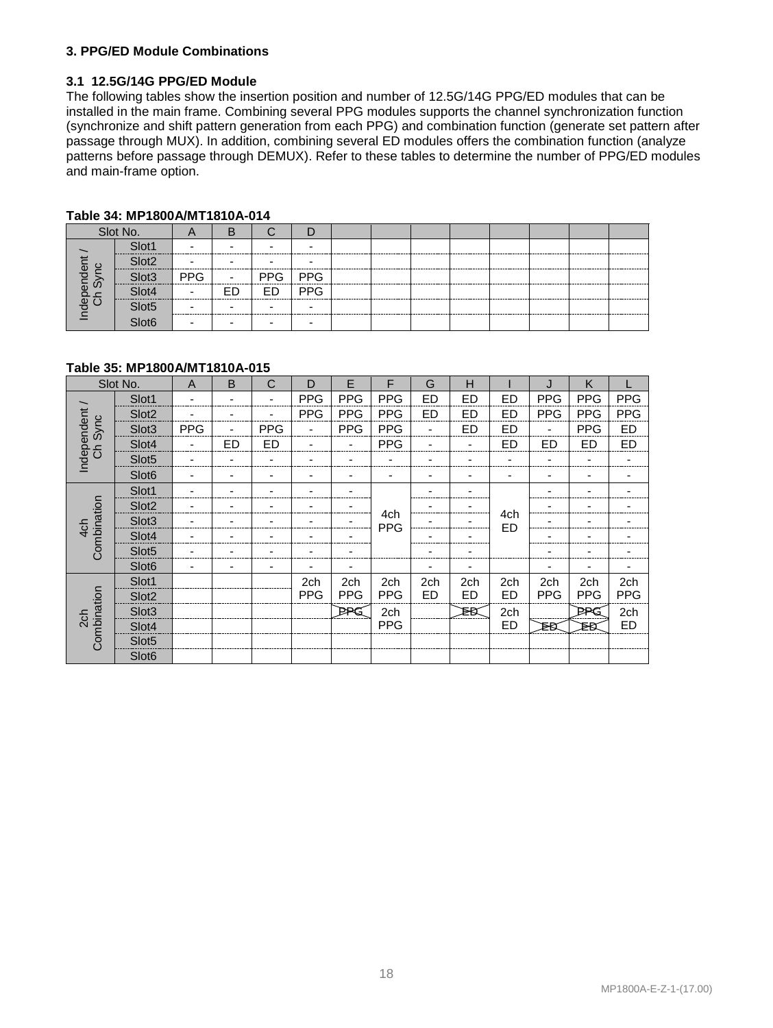## 3. PPG/ED Module Combinations

### 3.1 12.5G/14G PPG/ED Module

The following tables show the insertion position and number of 12.5G/14G PPG/ED modules that can be installed in the main frame. Combining several PPG modules supports the channel synchronization function (synchronize and shift pattern generation from each PPG) and combination function (generate set pattern after passage through MUX). In addition, combining several ED modules offers the combination function (analyze patterns before passage through DEMUX). Refer to these tables to determine the number of PPG/ED modules and main-frame option.

**Table 34: MP1800A/MT1810A-014**

| Slot No. | | A | B | C | D | | | | | | | | |
|---|---|---|---|---|---|---|---|---|---|---|---|---|---|
| Independent / Ch Sync | Slot1 | - | - | - | - | | | | | | | | |
| | Slot2 | - | - | - | - | | | | | | | | |
| | Slot3 | PPG | - | PPG | PPG | | | | | | | | |
| | Slot4 | - | ED | ED | PPG | | | | | | | | |
| | Slot5 | - | - | - | - | | | | | | | | |
| | Slot6 | - | - | - | - | | | | | | | | |

**Table 35: MP1800A/MT1810A-015**

| Slot No. | | A | B | C | D | E | F | G | H | I | J | K | L |
|---|---|---|---|---|---|---|---|---|---|---|---|---|---|
| Independent / Ch Sync | Slot1 | - | - | - | PPG | PPG | PPG | ED | ED | ED | PPG | PPG | PPG |
| | Slot2 | - | - | - | PPG | PPG | PPG | ED | ED | ED | PPG | PPG | PPG |
| | Slot3 | PPG | - | PPG | - | PPG | PPG | - | ED | ED | - | PPG | ED |
| | Slot4 | - | ED | ED | - | - | PPG | - | - | ED | ED | ED | ED |
| | Slot5 | - | - | - | - | - | - | - | - | - | - | - | - |
| | Slot6 | - | - | - | - | - | - | - | - | - | - | - | - |
| 4ch Combination | Slot1 | - | - | - | - | - | 4ch PPG | - | - | 4ch ED | - | - | - |
| | Slot2 | - | - | - | - | - | | - | - | | - | - | - |
| | Slot3 | - | - | - | - | - | | - | - | | - | - | - |
| | Slot4 | - | - | - | - | - | | - | - | | - | - | - |
| | Slot5 | - | - | - | - | - | | - | - | | - | - | - |
| | Slot6 | - | - | - | - | - | | - | - | | - | - | - |
| 2ch Combination | Slot1 | | | | 2ch PPG | 2ch PPG | 2ch PPG | 2ch ED | 2ch ED | 2ch ED | 2ch PPG | 2ch PPG | 2ch PPG |
| | Slot2 | | | | | | | | | | | | |
| | Slot3 | | | | | ~~PPG~~ | 2ch PPG | | ~~ED~~ | 2ch ED | | ~~PPG~~ | 2ch ED |
| | Slot4 | | | | | | | | | | ~~ED~~ | ~~ED~~ | |
| | Slot5 | | | | | | | | | | | | |
| | Slot6 | | | | | | | | | | | | |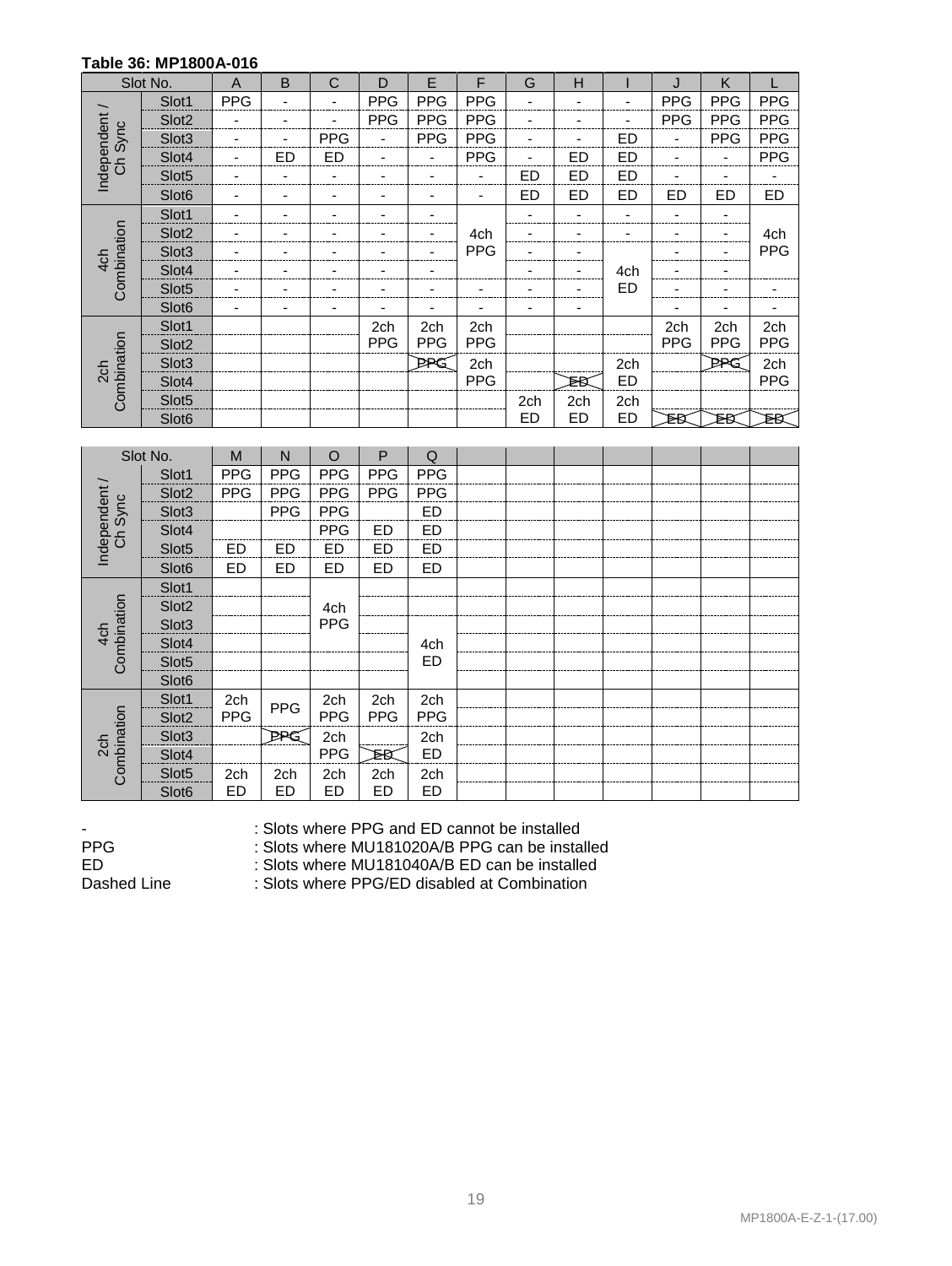**Table 36: MP1800A-016**

| Slot No. | | A | B | C | D | E | F | G | H | I | J | K | L |
|---|---|---|---|---|---|---|---|---|---|---|---|---|---|
| Independent / Ch Sync | Slot1 | PPG | - | - | PPG | PPG | PPG | - | - | - | PPG | PPG | PPG |
| | Slot2 | - | - | - | PPG | PPG | PPG | - | - | - | PPG | PPG | PPG |
| | Slot3 | - | - | PPG | - | PPG | PPG | - | - | ED | - | PPG | PPG |
| | Slot4 | - | ED | ED | - | - | PPG | - | ED | ED | - | - | PPG |
| | Slot5 | - | - | - | - | - | - | ED | ED | ED | - | - | - |
| | Slot6 | - | - | - | - | - | - | ED | ED | ED | ED | ED | ED |
| 4ch Combination | Slot1 | - | - | - | - | - | 4ch PPG | - | - | - | - | - | 4ch PPG |
| | Slot2 | - | - | - | - | - | | - | - | - | - | - | |
| | Slot3 | - | - | - | - | - | | - | - | 4ch ED | - | - | |
| | Slot4 | - | - | - | - | - | | - | - | | - | - | |
| | Slot5 | - | - | - | - | - | - | - | - | | - | - | - |
| | Slot6 | - | - | - | - | - | - | - | - | - | - | - | - |
| 2ch Combination | Slot1 | | | | 2ch PPG | 2ch PPG | 2ch PPG | | | | 2ch PPG | 2ch PPG | 2ch PPG |
| | Slot2 | | | | | | | | | | | | |
| | Slot3 | | | | | ~~PPG~~ | 2ch PPG | | | 2ch ED | | ~~PPG~~ | 2ch PPG |
| | Slot4 | | | | | | | | ~~ED~~ | | | | |
| | Slot5 | | | | | | | 2ch ED | 2ch ED | 2ch ED | | | |
| | Slot6 | | | | | | | | | | ~~ED~~ | ~~ED~~ | ~~ED~~ |

| Slot No. | | M | N | O | P | Q |
|---|---|---|---|---|---|---|
| Independent / Ch Sync | Slot1 | PPG | PPG | PPG | PPG | PPG |
| | Slot2 | PPG | PPG | PPG | PPG | PPG |
| | Slot3 | | PPG | PPG | | ED |
| | Slot4 | | | PPG | ED | ED |
| | Slot5 | ED | ED | ED | ED | ED |
| | Slot6 | ED | ED | ED | ED | ED |
| 4ch Combination | Slot1 | | | 4ch PPG | | |
| | Slot2 | | | | | |
| | Slot3 | | | | | 4ch ED |
| | Slot4 | | | | | |
| | Slot5 | | | | | |
| | Slot6 | | | | | |
| 2ch Combination | Slot1 | 2ch PPG | PPG | 2ch PPG | 2ch PPG | 2ch PPG |
| | Slot2 | | | | | |
| | Slot3 | | ~~PPG~~ | 2ch PPG | | 2ch ED |
| | Slot4 | | | | ~~ED~~ | |
| | Slot5 | 2ch ED | 2ch ED | 2ch ED | 2ch ED | 2ch ED |
| | Slot6 | | | | | |

- -: Slots where PPG and ED cannot be installed
- PPG: Slots where MU181020A/B PPG can be installed
- ED: Slots where MU181040A/B ED can be installed
- Dashed Line: Slots where PPG/ED disabled at Combination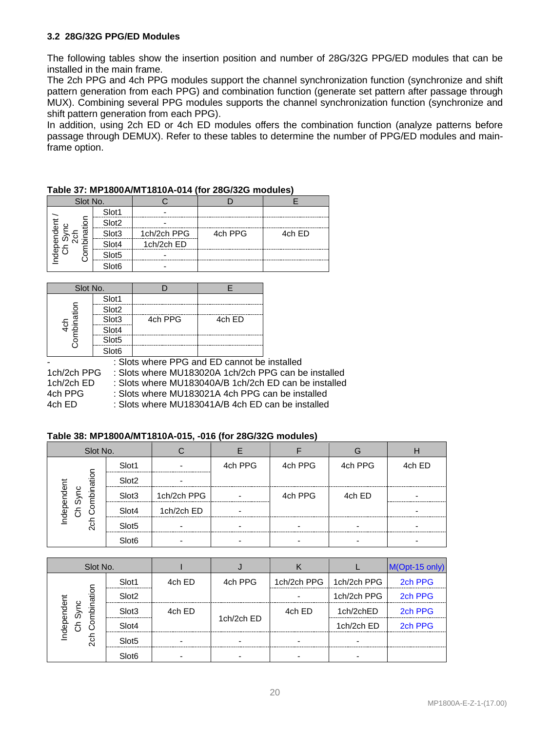### 3.2 28G/32G PPG/ED Modules

The following tables show the insertion position and number of 28G/32G PPG/ED modules that can be installed in the main frame.
The 2ch PPG and 4ch PPG modules support the channel synchronization function (synchronize and shift pattern generation from each PPG) and combination function (generate set pattern after passage through MUX). Combining several PPG modules supports the channel synchronization function (synchronize and shift pattern generation from each PPG).
In addition, using 2ch ED or 4ch ED modules offers the combination function (analyze patterns before passage through DEMUX). Refer to these tables to determine the number of PPG/ED modules and main-frame option.

**Table 37: MP1800A/MT1810A-014 (for 28G/32G modules)**

| Slot No. | | C | D | E |
|---|---|---|---|---|
| Independent / Ch Sync 2ch Combination | Slot1 | - | | |
| | Slot2 | - | | |
| | Slot3 | 1ch/2ch PPG | 4ch PPG | 4ch ED |
| | Slot4 | 1ch/2ch ED | | |
| | Slot5 | - | | |
| | Slot6 | - | | |

| Slot No. | | D | E |
|---|---|---|---|
| 4ch Combination | Slot1 | | |
| | Slot2 | | |
| | Slot3 | 4ch PPG | 4ch ED |
| | Slot4 | | |
| | Slot5 | | |
| | Slot6 | | |

- - : Slots where PPG and ED cannot be installed
- 1ch/2ch PPG : Slots where MU183020A 1ch/2ch PPG can be installed
- 1ch/2ch ED : Slots where MU183040A/B 1ch/2ch ED can be installed
- 4ch PPG : Slots where MU183021A 4ch PPG can be installed
- 4ch ED : Slots where MU183041A/B 4ch ED can be installed

**Table 38: MP1800A/MT1810A-015, -016 (for 28G/32G modules)**

| Slot No. | | C | E | F | G | H |
|---|---|---|---|---|---|---|
| Independent Ch Sync 2ch Combination | Slot1 | - | 4ch PPG | 4ch PPG | 4ch PPG | 4ch ED |
| | Slot2 | - | | | | |
| | Slot3 | 1ch/2ch PPG | - | 4ch PPG | 4ch ED | - |
| | Slot4 | 1ch/2ch ED | - | | | - |
| | Slot5 | - | - | - | - | - |
| | Slot6 | - | - | - | - | - |

| Slot No. | | I | J | K | L | M(Opt-15 only) |
|---|---|---|---|---|---|---|
| Independent Ch Sync 2ch Combination | Slot1 | 4ch ED | 4ch PPG | 1ch/2ch PPG | 1ch/2ch PPG | 2ch PPG |
| | Slot2 | | | - | 1ch/2ch PPG | 2ch PPG |
| | Slot3 | 4ch ED | 1ch/2ch ED | 4ch ED | 1ch/2chED | 2ch PPG |
| | Slot4 | | | | 1ch/2ch ED | 2ch PPG |
| | Slot5 | - | - | - | - | |
| | Slot6 | - | - | - | - | |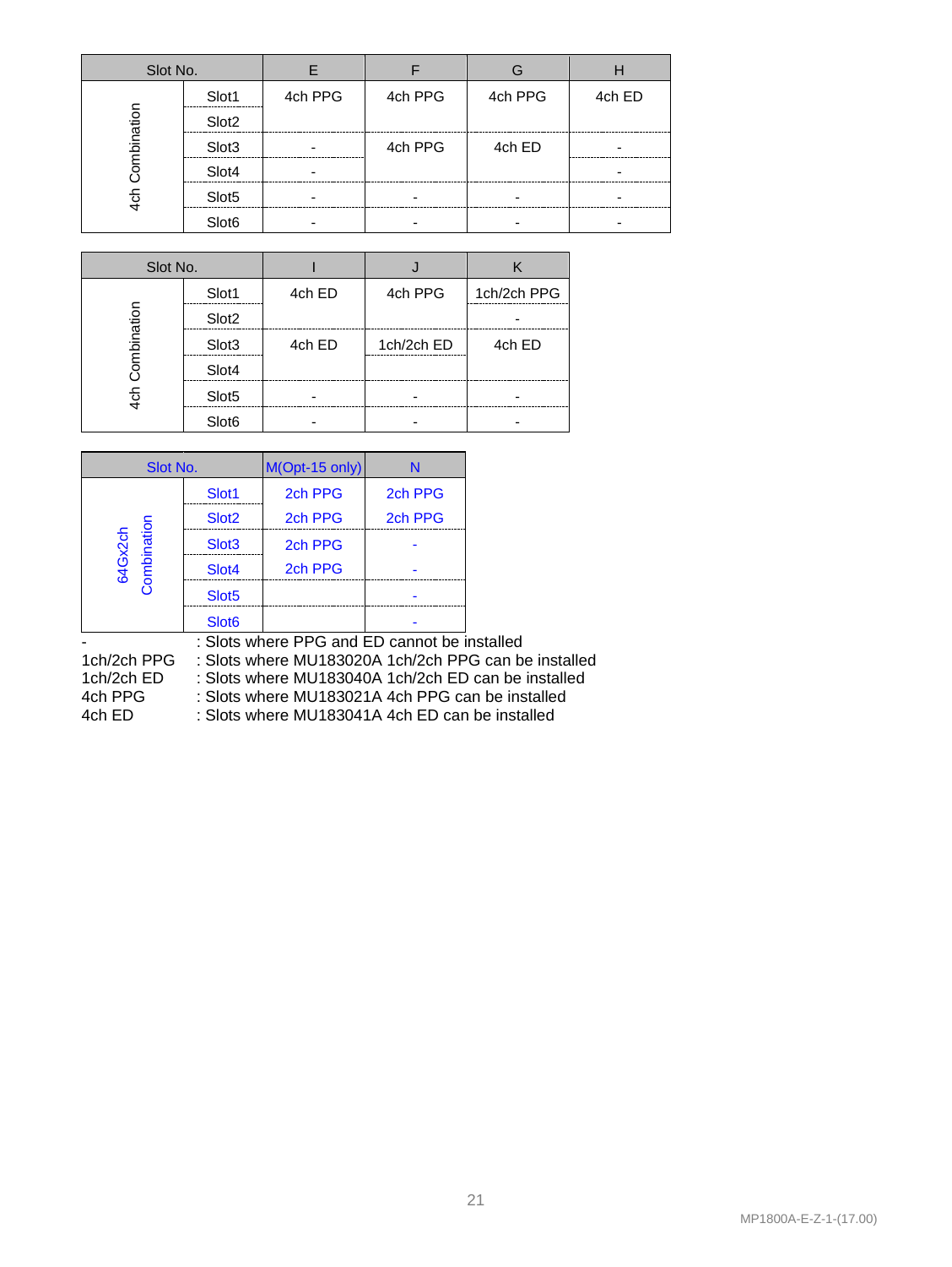| Slot No. | | E | F | G | H |
|---|---|---|---|---|---|
| 4ch Combination | Slot1 | 4ch PPG | 4ch PPG | 4ch PPG | 4ch ED |
| | Slot2 | | | | |
| | Slot3 | - | 4ch PPG | 4ch ED | - |
| | Slot4 | - | | | - |
| | Slot5 | - | - | - | - |
| | Slot6 | - | - | - | - |

| Slot No. | | I | J | K |
|---|---|---|---|---|
| 4ch Combination | Slot1 | 4ch ED | 4ch PPG | 1ch/2ch PPG |
| | Slot2 | | | - |
| | Slot3 | 4ch ED | 1ch/2ch ED | 4ch ED |
| | Slot4 | | | |
| | Slot5 | - | - | - |
| | Slot6 | - | - | - |

| Slot No. | | M(Opt-15 only) | N |
|---|---|---|---|
| 64Gx2ch Combination | Slot1 | 2ch PPG | 2ch PPG |
| | Slot2 | 2ch PPG | 2ch PPG |
| | Slot3 | 2ch PPG | - |
| | Slot4 | 2ch PPG | - |
| | Slot5 | | - |
| | Slot6 | | - |

- \- : Slots where PPG and ED cannot be installed
- 1ch/2ch PPG : Slots where MU183020A 1ch/2ch PPG can be installed
- 1ch/2ch ED : Slots where MU183040A 1ch/2ch ED can be installed
- 4ch PPG : Slots where MU183021A 4ch PPG can be installed
- 4ch ED : Slots where MU183041A 4ch ED can be installed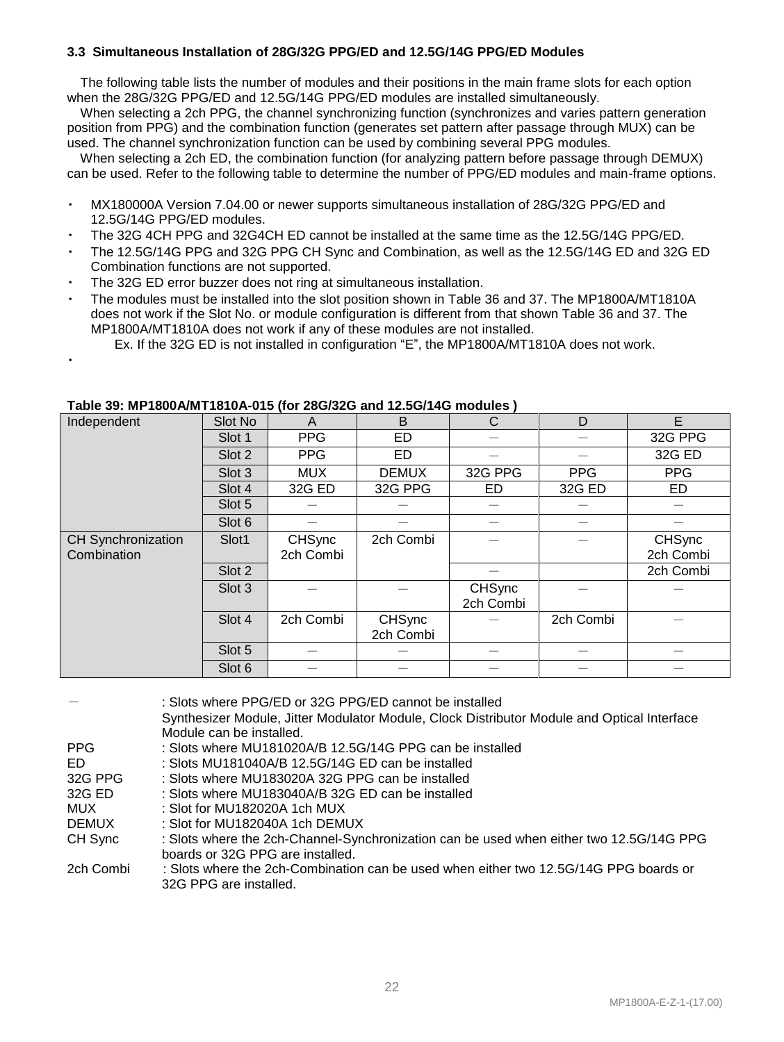### 3.3 Simultaneous Installation of 28G/32G PPG/ED and 12.5G/14G PPG/ED Modules

The following table lists the number of modules and their positions in the main frame slots for each option when the 28G/32G PPG/ED and 12.5G/14G PPG/ED modules are installed simultaneously.

When selecting a 2ch PPG, the channel synchronizing function (synchronizes and varies pattern generation position from PPG) and the combination function (generates set pattern after passage through MUX) can be used. The channel synchronization function can be used by combining several PPG modules.

When selecting a 2ch ED, the combination function (for analyzing pattern before passage through DEMUX) can be used. Refer to the following table to determine the number of PPG/ED modules and main-frame options.

- MX180000A Version 7.04.00 or newer supports simultaneous installation of 28G/32G PPG/ED and 12.5G/14G PPG/ED modules.
- The 32G 4CH PPG and 32G4CH ED cannot be installed at the same time as the 12.5G/14G PPG/ED.
- The 12.5G/14G PPG and 32G PPG CH Sync and Combination, as well as the 12.5G/14G ED and 32G ED Combination functions are not supported.
- The 32G ED error buzzer does not ring at simultaneous installation.
- The modules must be installed into the slot position shown in Table 36 and 37. The MP1800A/MT1810A does not work if the Slot No. or module configuration is different from that shown Table 36 and 37. The MP1800A/MT1810A does not work if any of these modules are not installed.
  Ex. If the 32G ED is not installed in configuration “E”, the MP1800A/MT1810A does not work.
- 

**Table 39: MP1800A/MT1810A-015 (for 28G/32G and 12.5G/14G modules )**

| | Slot No | A | B | C | D | E |
|---|---|---|---|---|---|---|
| Independent | Slot 1 | PPG | ED | ― | ― | 32G PPG |
| | Slot 2 | PPG | ED | ― | ― | 32G ED |
| | Slot 3 | MUX | DEMUX | 32G PPG | PPG | PPG |
| | Slot 4 | 32G ED | 32G PPG | ED | 32G ED | ED |
| | Slot 5 | ― | ― | ― | ― | ― |
| | Slot 6 | ― | ― | ― | ― | ― |
| CH Synchronization Combination | Slot1 | CHSync 2ch Combi | 2ch Combi | ― | ― | CHSync 2ch Combi |
| | Slot 2 | | | ― | | 2ch Combi |
| | Slot 3 | ― | ― | CHSync 2ch Combi | ― | ― |
| | Slot 4 | 2ch Combi | CHSync 2ch Combi | ― | 2ch Combi | ― |
| | Slot 5 | ― | ― | ― | ― | ― |
| | Slot 6 | ― | ― | ― | ― | ― |

| | |
|---|---|
| ― | : Slots where PPG/ED or 32G PPG/ED cannot be installed<br>Synthesizer Module, Jitter Modulator Module, Clock Distributor Module and Optical Interface Module can be installed. |
| PPG | : Slots where MU181020A/B 12.5G/14G PPG can be installed |
| ED | : Slots MU181040A/B 12.5G/14G ED can be installed |
| 32G PPG | : Slots where MU183020A 32G PPG can be installed |
| 32G ED | : Slots where MU183040A/B 32G ED can be installed |
| MUX | : Slot for MU182020A 1ch MUX |
| DEMUX | : Slot for MU182040A 1ch DEMUX |
| CH Sync | : Slots where the 2ch-Channel-Synchronization can be used when either two 12.5G/14G PPG boards or 32G PPG are installed. |
| 2ch Combi | : Slots where the 2ch-Combination can be used when either two 12.5G/14G PPG boards or 32G PPG are installed. |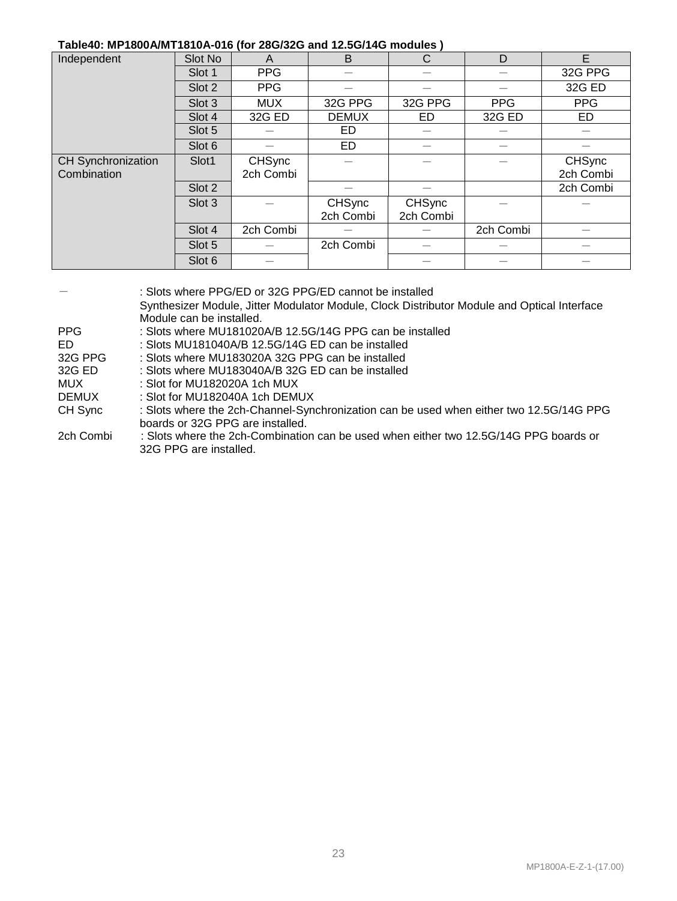**Table40: MP1800A/MT1810A-016 (for 28G/32G and 12.5G/14G modules )**

| Independent | Slot No | A | B | C | D | E |
|---|---|---|---|---|---|---|
| | Slot 1 | PPG | － | － | － | 32G PPG |
| | Slot 2 | PPG | － | － | － | 32G ED |
| | Slot 3 | MUX | 32G PPG | 32G PPG | PPG | PPG |
| | Slot 4 | 32G ED | DEMUX | ED | 32G ED | ED |
| | Slot 5 | － | ED | － | － | － |
| | Slot 6 | － | ED | － | － | － |
| CH Synchronization Combination | Slot1 | CHSync 2ch Combi | － | － | － | CHSync 2ch Combi |
| | Slot 2 | | － | － | | 2ch Combi |
| | Slot 3 | － | CHSync 2ch Combi | CHSync 2ch Combi | － | － |
| | Slot 4 | 2ch Combi | － | － | 2ch Combi | － |
| | Slot 5 | － | 2ch Combi | － | － | － |
| | Slot 6 | － | | － | － | － |

－ : Slots where PPG/ED or 32G PPG/ED cannot be installed
Synthesizer Module, Jitter Modulator Module, Clock Distributor Module and Optical Interface Module can be installed.

PPG : Slots where MU181020A/B 12.5G/14G PPG can be installed

ED : Slots MU181040A/B 12.5G/14G ED can be installed

32G PPG : Slots where MU183020A 32G PPG can be installed

32G ED : Slots where MU183040A/B 32G ED can be installed

MUX : Slot for MU182020A 1ch MUX

DEMUX : Slot for MU182040A 1ch DEMUX

CH Sync : Slots where the 2ch-Channel-Synchronization can be used when either two 12.5G/14G PPG boards or 32G PPG are installed.

2ch Combi : Slots where the 2ch-Combination can be used when either two 12.5G/14G PPG boards or 32G PPG are installed.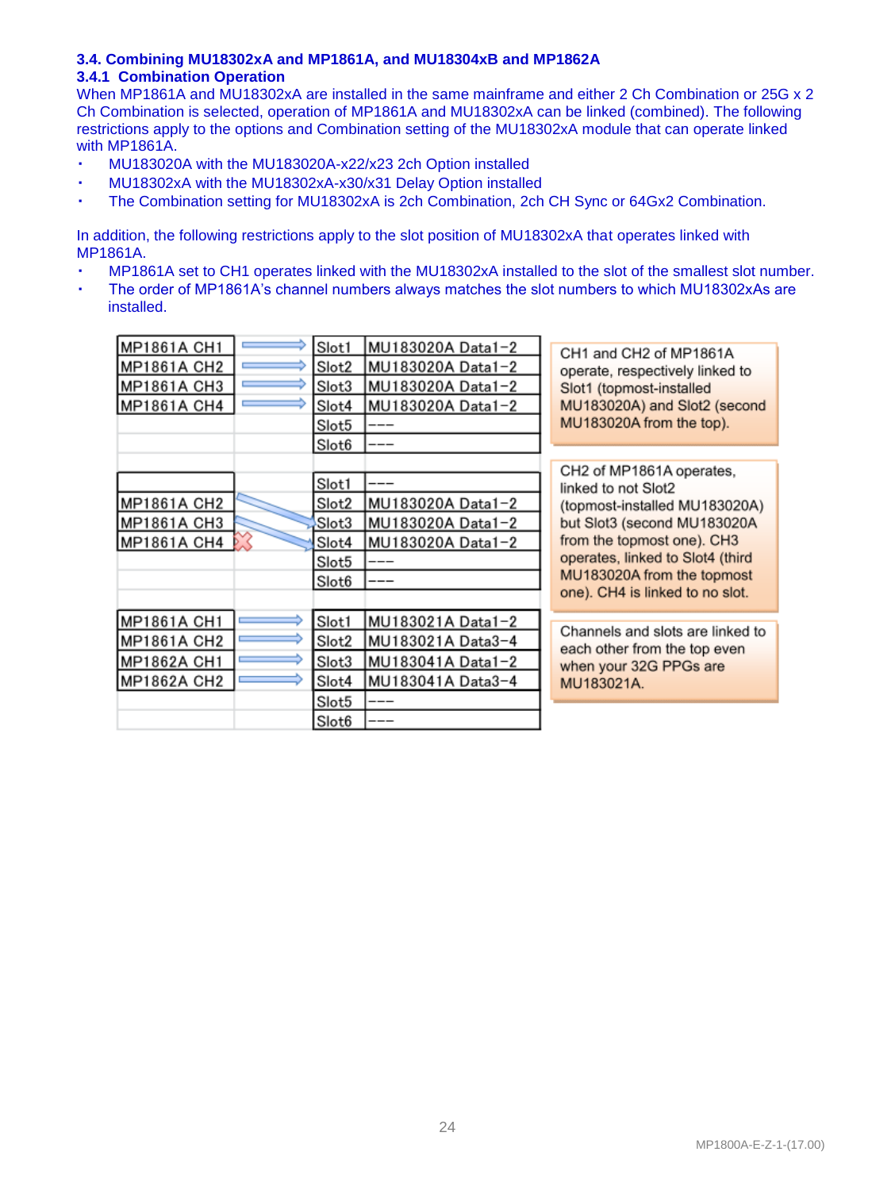### 3.4. Combining MU18302xA and MP1861A, and MU18304xB and MP1862A

### 3.4.1 Combination Operation

When MP1861A and MU18302xA are installed in the same mainframe and either 2 Ch Combination or 25G x 2 Ch Combination is selected, operation of MP1861A and MU18302xA can be linked (combined). The following restrictions apply to the options and Combination setting of the MU18302xA module that can operate linked with MP1861A.

- MU183020A with the MU183020A-x22/x23 2ch Option installed
- MU18302xA with the MU18302xA-x30/x31 Delay Option installed
- The Combination setting for MU18302xA is 2ch Combination, 2ch CH Sync or 64Gx2 Combination.

In addition, the following restrictions apply to the slot position of MU18302xA that operates linked with MP1861A.

- MP1861A set to CH1 operates linked with the MU18302xA installed to the slot of the smallest slot number.
- The order of MP1861A's channel numbers always matches the slot numbers to which MU18302xAs are installed.

| Channel | Link | Slot | Module | Note |
|---|---|---|---|---|
| MP1861A CH1 | → | Slot1 | MU183020A Data1−2 | CH1 and CH2 of MP1861A operate, respectively linked to Slot1 (topmost-installed MU183020A) and Slot2 (second MU183020A from the top). |
| MP1861A CH2 | → | Slot2 | MU183020A Data1−2 | |
| MP1861A CH3 | → | Slot3 | MU183020A Data1−2 | |
| MP1861A CH4 | → | Slot4 | MU183020A Data1−2 | |
| | | Slot5 | --- | |
| | | Slot6 | --- | |

| Channel | Link | Slot | Module | Note |
|---|---|---|---|---|
| | | Slot1 | --- | CH2 of MP1861A operates, linked to not Slot2 (topmost-installed MU183020A) but Slot3 (second MU183020A from the topmost one). CH3 operates, linked to Slot4 (third MU183020A from the topmost one). CH4 is linked to no slot. |
| MP1861A CH2 | ↘ (to Slot3) | Slot2 | MU183020A Data1−2 | |
| MP1861A CH3 | ↘ (to Slot4) | Slot3 | MU183020A Data1−2 | |
| MP1861A CH4 | ✕ | Slot4 | MU183020A Data1−2 | |
| | | Slot5 | --- | |
| | | Slot6 | --- | |

| Channel | Link | Slot | Module | Note |
|---|---|---|---|---|
| MP1861A CH1 | → | Slot1 | MU183021A Data1−2 | Channels and slots are linked to each other from the top even when your 32G PPGs are MU183021A. |
| MP1861A CH2 | → | Slot2 | MU183021A Data3−4 | |
| MP1862A CH1 | → | Slot3 | MU183041A Data1−2 | |
| MP1862A CH2 | → | Slot4 | MU183041A Data3−4 | |
| | | Slot5 | --- | |
| | | Slot6 | --- | |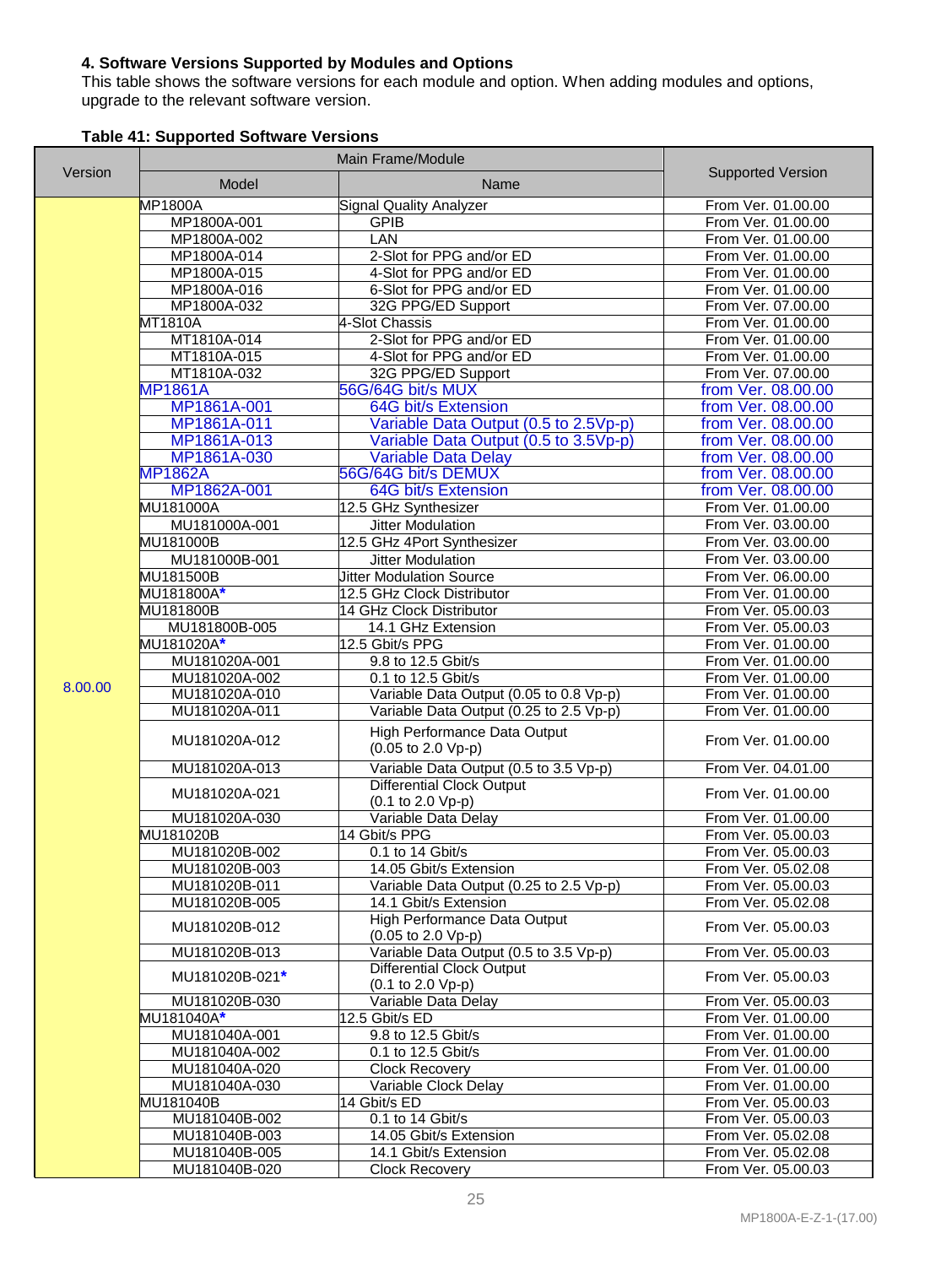### 4. Software Versions Supported by Modules and Options

This table shows the software versions for each module and option. When adding modules and options, upgrade to the relevant software version.

**Table 41: Supported Software Versions**

| Version | Main Frame/Module | | Supported Version |
|---|---|---|---|
| | Model | Name | |
| 8.00.00 | MP1800A | Signal Quality Analyzer | From Ver. 01.00.00 |
| | MP1800A-001 | GPIB | From Ver. 01.00.00 |
| | MP1800A-002 | LAN | From Ver. 01.00.00 |
| | MP1800A-014 | 2-Slot for PPG and/or ED | From Ver. 01.00.00 |
| | MP1800A-015 | 4-Slot for PPG and/or ED | From Ver. 01.00.00 |
| | MP1800A-016 | 6-Slot for PPG and/or ED | From Ver. 01.00.00 |
| | MP1800A-032 | 32G PPG/ED Support | From Ver. 07.00.00 |
| | MT1810A | 4-Slot Chassis | From Ver. 01.00.00 |
| | MT1810A-014 | 2-Slot for PPG and/or ED | From Ver. 01.00.00 |
| | MT1810A-015 | 4-Slot for PPG and/or ED | From Ver. 01.00.00 |
| | MT1810A-032 | 32G PPG/ED Support | From Ver. 07.00.00 |
| | MP1861A | 56G/64G bit/s MUX | from Ver. 08.00.00 |
| | MP1861A-001 | 64G bit/s Extension | from Ver. 08.00.00 |
| | MP1861A-011 | Variable Data Output (0.5 to 2.5Vp-p) | from Ver. 08.00.00 |
| | MP1861A-013 | Variable Data Output (0.5 to 3.5Vp-p) | from Ver. 08.00.00 |
| | MP1861A-030 | Variable Data Delay | from Ver. 08.00.00 |
| | MP1862A | 56G/64G bit/s DEMUX | from Ver. 08.00.00 |
| | MP1862A-001 | 64G bit/s Extension | from Ver. 08.00.00 |
| | MU181000A | 12.5 GHz Synthesizer | From Ver. 01.00.00 |
| | MU181000A-001 | Jitter Modulation | From Ver. 03.00.00 |
| | MU181000B | 12.5 GHz 4Port Synthesizer | From Ver. 03.00.00 |
| | MU181000B-001 | Jitter Modulation | From Ver. 03.00.00 |
| | MU181500B | Jitter Modulation Source | From Ver. 06.00.00 |
| | MU181800A* | 12.5 GHz Clock Distributor | From Ver. 01.00.00 |
| | MU181800B | 14 GHz Clock Distributor | From Ver. 05.00.03 |
| | MU181800B-005 | 14.1 GHz Extension | From Ver. 05.00.03 |
| | MU181020A* | 12.5 Gbit/s PPG | From Ver. 01.00.00 |
| | MU181020A-001 | 9.8 to 12.5 Gbit/s | From Ver. 01.00.00 |
| | MU181020A-002 | 0.1 to 12.5 Gbit/s | From Ver. 01.00.00 |
| | MU181020A-010 | Variable Data Output (0.05 to 0.8 Vp-p) | From Ver. 01.00.00 |
| | MU181020A-011 | Variable Data Output (0.25 to 2.5 Vp-p) | From Ver. 01.00.00 |
| | MU181020A-012 | High Performance Data Output (0.05 to 2.0 Vp-p) | From Ver. 01.00.00 |
| | MU181020A-013 | Variable Data Output (0.5 to 3.5 Vp-p) | From Ver. 04.01.00 |
| | MU181020A-021 | Differential Clock Output (0.1 to 2.0 Vp-p) | From Ver. 01.00.00 |
| | MU181020A-030 | Variable Data Delay | From Ver. 01.00.00 |
| | MU181020B | 14 Gbit/s PPG | From Ver. 05.00.03 |
| | MU181020B-002 | 0.1 to 14 Gbit/s | From Ver. 05.00.03 |
| | MU181020B-003 | 14.05 Gbit/s Extension | From Ver. 05.02.08 |
| | MU181020B-011 | Variable Data Output (0.25 to 2.5 Vp-p) | From Ver. 05.00.03 |
| | MU181020B-005 | 14.1 Gbit/s Extension | From Ver. 05.02.08 |
| | MU181020B-012 | High Performance Data Output (0.05 to 2.0 Vp-p) | From Ver. 05.00.03 |
| | MU181020B-013 | Variable Data Output (0.5 to 3.5 Vp-p) | From Ver. 05.00.03 |
| | MU181020B-021* | Differential Clock Output (0.1 to 2.0 Vp-p) | From Ver. 05.00.03 |
| | MU181020B-030 | Variable Data Delay | From Ver. 05.00.03 |
| | MU181040A* | 12.5 Gbit/s ED | From Ver. 01.00.00 |
| | MU181040A-001 | 9.8 to 12.5 Gbit/s | From Ver. 01.00.00 |
| | MU181040A-002 | 0.1 to 12.5 Gbit/s | From Ver. 01.00.00 |
| | MU181040A-020 | Clock Recovery | From Ver. 01.00.00 |
| | MU181040A-030 | Variable Clock Delay | From Ver. 01.00.00 |
| | MU181040B | 14 Gbit/s ED | From Ver. 05.00.03 |
| | MU181040B-002 | 0.1 to 14 Gbit/s | From Ver. 05.00.03 |
| | MU181040B-003 | 14.05 Gbit/s Extension | From Ver. 05.02.08 |
| | MU181040B-005 | 14.1 Gbit/s Extension | From Ver. 05.02.08 |
| | MU181040B-020 | Clock Recovery | From Ver. 05.00.03 |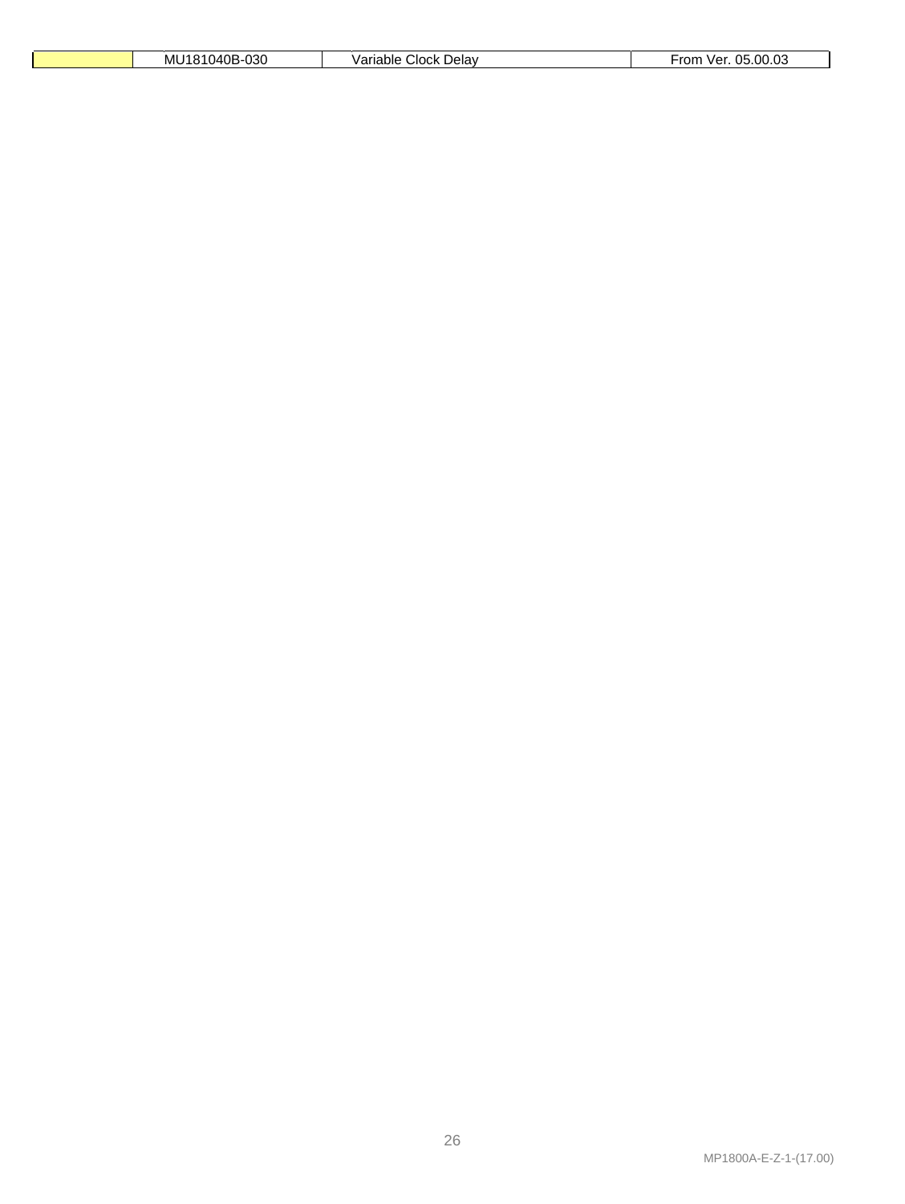|  | MU181040B-030 | Variable Clock Delay | From Ver. 05.00.03 |
|---|---|---|---|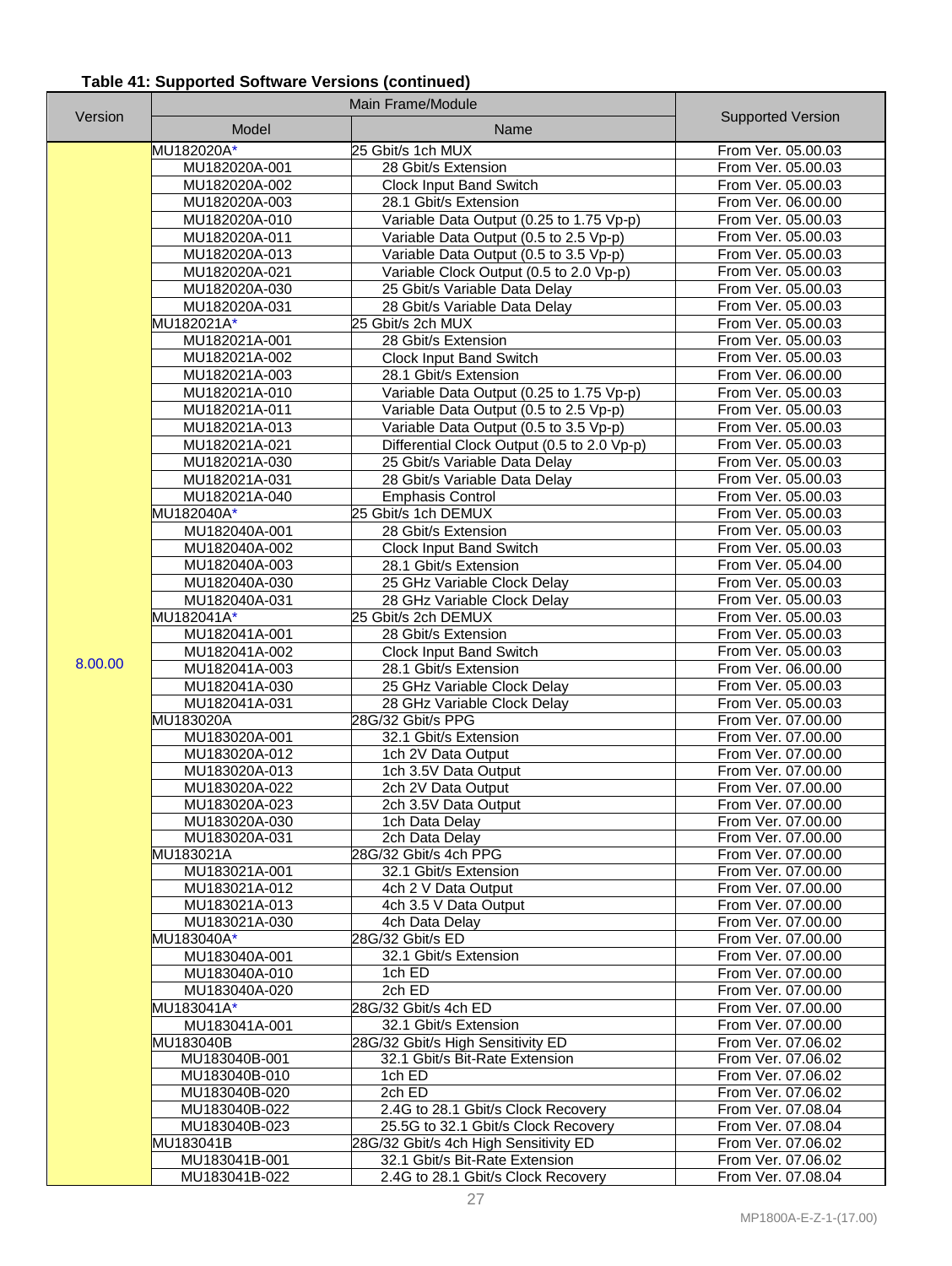**Table 41: Supported Software Versions (continued)**

| Version | Main Frame/Module | | Supported Version |
|---|---|---|---|
| | Model | Name | |
| 8.00.00 | MU182020A* | 25 Gbit/s 1ch MUX | From Ver. 05.00.03 |
| | MU182020A-001 | 28 Gbit/s Extension | From Ver. 05.00.03 |
| | MU182020A-002 | Clock Input Band Switch | From Ver. 05.00.03 |
| | MU182020A-003 | 28.1 Gbit/s Extension | From Ver. 06.00.00 |
| | MU182020A-010 | Variable Data Output (0.25 to 1.75 Vp-p) | From Ver. 05.00.03 |
| | MU182020A-011 | Variable Data Output (0.5 to 2.5 Vp-p) | From Ver. 05.00.03 |
| | MU182020A-013 | Variable Data Output (0.5 to 3.5 Vp-p) | From Ver. 05.00.03 |
| | MU182020A-021 | Variable Clock Output (0.5 to 2.0 Vp-p) | From Ver. 05.00.03 |
| | MU182020A-030 | 25 Gbit/s Variable Data Delay | From Ver. 05.00.03 |
| | MU182020A-031 | 28 Gbit/s Variable Data Delay | From Ver. 05.00.03 |
| | MU182021A* | 25 Gbit/s 2ch MUX | From Ver. 05.00.03 |
| | MU182021A-001 | 28 Gbit/s Extension | From Ver. 05.00.03 |
| | MU182021A-002 | Clock Input Band Switch | From Ver. 05.00.03 |
| | MU182021A-003 | 28.1 Gbit/s Extension | From Ver. 06.00.00 |
| | MU182021A-010 | Variable Data Output (0.25 to 1.75 Vp-p) | From Ver. 05.00.03 |
| | MU182021A-011 | Variable Data Output (0.5 to 2.5 Vp-p) | From Ver. 05.00.03 |
| | MU182021A-013 | Variable Data Output (0.5 to 3.5 Vp-p) | From Ver. 05.00.03 |
| | MU182021A-021 | Differential Clock Output (0.5 to 2.0 Vp-p) | From Ver. 05.00.03 |
| | MU182021A-030 | 25 Gbit/s Variable Data Delay | From Ver. 05.00.03 |
| | MU182021A-031 | 28 Gbit/s Variable Data Delay | From Ver. 05.00.03 |
| | MU182021A-040 | Emphasis Control | From Ver. 05.00.03 |
| | MU182040A* | 25 Gbit/s 1ch DEMUX | From Ver. 05.00.03 |
| | MU182040A-001 | 28 Gbit/s Extension | From Ver. 05.00.03 |
| | MU182040A-002 | Clock Input Band Switch | From Ver. 05.00.03 |
| | MU182040A-003 | 28.1 Gbit/s Extension | From Ver. 05.04.00 |
| | MU182040A-030 | 25 GHz Variable Clock Delay | From Ver. 05.00.03 |
| | MU182040A-031 | 28 GHz Variable Clock Delay | From Ver. 05.00.03 |
| | MU182041A* | 25 Gbit/s 2ch DEMUX | From Ver. 05.00.03 |
| | MU182041A-001 | 28 Gbit/s Extension | From Ver. 05.00.03 |
| | MU182041A-002 | Clock Input Band Switch | From Ver. 05.00.03 |
| | MU182041A-003 | 28.1 Gbit/s Extension | From Ver. 06.00.00 |
| | MU182041A-030 | 25 GHz Variable Clock Delay | From Ver. 05.00.03 |
| | MU182041A-031 | 28 GHz Variable Clock Delay | From Ver. 05.00.03 |
| | MU183020A | 28G/32 Gbit/s PPG | From Ver. 07.00.00 |
| | MU183020A-001 | 32.1 Gbit/s Extension | From Ver. 07.00.00 |
| | MU183020A-012 | 1ch 2V Data Output | From Ver. 07.00.00 |
| | MU183020A-013 | 1ch 3.5V Data Output | From Ver. 07.00.00 |
| | MU183020A-022 | 2ch 2V Data Output | From Ver. 07.00.00 |
| | MU183020A-023 | 2ch 3.5V Data Output | From Ver. 07.00.00 |
| | MU183020A-030 | 1ch Data Delay | From Ver. 07.00.00 |
| | MU183020A-031 | 2ch Data Delay | From Ver. 07.00.00 |
| | MU183021A | 28G/32 Gbit/s 4ch PPG | From Ver. 07.00.00 |
| | MU183021A-001 | 32.1 Gbit/s Extension | From Ver. 07.00.00 |
| | MU183021A-012 | 4ch 2 V Data Output | From Ver. 07.00.00 |
| | MU183021A-013 | 4ch 3.5 V Data Output | From Ver. 07.00.00 |
| | MU183021A-030 | 4ch Data Delay | From Ver. 07.00.00 |
| | MU183040A* | 28G/32 Gbit/s ED | From Ver. 07.00.00 |
| | MU183040A-001 | 32.1 Gbit/s Extension | From Ver. 07.00.00 |
| | MU183040A-010 | 1ch ED | From Ver. 07.00.00 |
| | MU183040A-020 | 2ch ED | From Ver. 07.00.00 |
| | MU183041A* | 28G/32 Gbit/s 4ch ED | From Ver. 07.00.00 |
| | MU183041A-001 | 32.1 Gbit/s Extension | From Ver. 07.00.00 |
| | MU183040B | 28G/32 Gbit/s High Sensitivity ED | From Ver. 07.06.02 |
| | MU183040B-001 | 32.1 Gbit/s Bit-Rate Extension | From Ver. 07.06.02 |
| | MU183040B-010 | 1ch ED | From Ver. 07.06.02 |
| | MU183040B-020 | 2ch ED | From Ver. 07.06.02 |
| | MU183040B-022 | 2.4G to 28.1 Gbit/s Clock Recovery | From Ver. 07.08.04 |
| | MU183040B-023 | 25.5G to 32.1 Gbit/s Clock Recovery | From Ver. 07.08.04 |
| | MU183041B | 28G/32 Gbit/s 4ch High Sensitivity ED | From Ver. 07.06.02 |
| | MU183041B-001 | 32.1 Gbit/s Bit-Rate Extension | From Ver. 07.06.02 |
| | MU183041B-022 | 2.4G to 28.1 Gbit/s Clock Recovery | From Ver. 07.08.04 |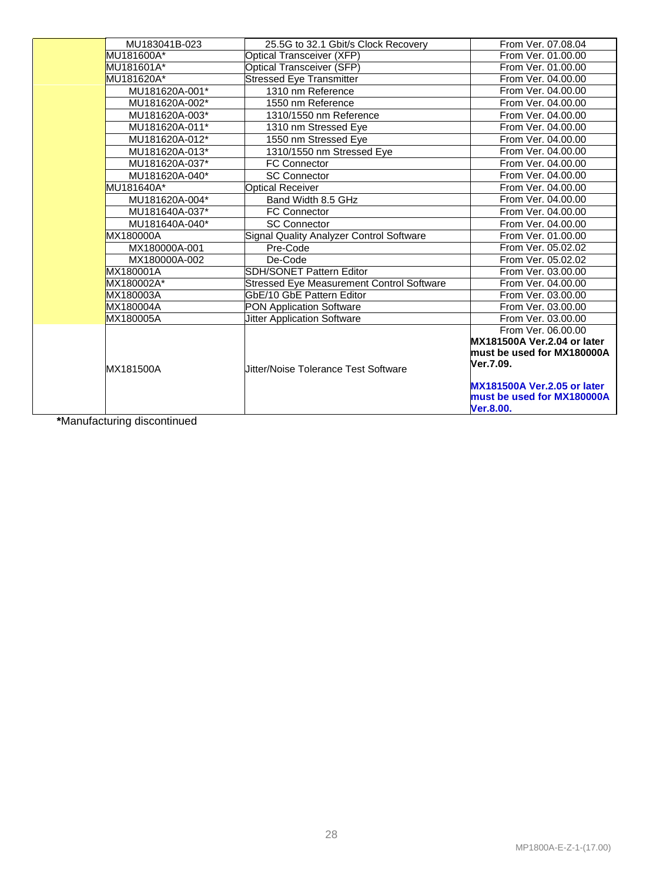| | | | |
|---|---|---|---|
| | MU183041B-023 | 25.5G to 32.1 Gbit/s Clock Recovery | From Ver. 07.08.04 |
| | MU181600A* | Optical Transceiver (XFP) | From Ver. 01.00.00 |
| | MU181601A* | Optical Transceiver (SFP) | From Ver. 01.00.00 |
| | MU181620A* | Stressed Eye Transmitter | From Ver. 04.00.00 |
| | MU181620A-001* | 1310 nm Reference | From Ver. 04.00.00 |
| | MU181620A-002* | 1550 nm Reference | From Ver. 04.00.00 |
| | MU181620A-003* | 1310/1550 nm Reference | From Ver. 04.00.00 |
| | MU181620A-011* | 1310 nm Stressed Eye | From Ver. 04.00.00 |
| | MU181620A-012* | 1550 nm Stressed Eye | From Ver. 04.00.00 |
| | MU181620A-013* | 1310/1550 nm Stressed Eye | From Ver. 04.00.00 |
| | MU181620A-037* | FC Connector | From Ver. 04.00.00 |
| | MU181620A-040* | SC Connector | From Ver. 04.00.00 |
| | MU181640A* | Optical Receiver | From Ver. 04.00.00 |
| | MU181620A-004* | Band Width 8.5 GHz | From Ver. 04.00.00 |
| | MU181640A-037* | FC Connector | From Ver. 04.00.00 |
| | MU181640A-040* | SC Connector | From Ver. 04.00.00 |
| | MX180000A | Signal Quality Analyzer Control Software | From Ver. 01.00.00 |
| | MX180000A-001 | Pre-Code | From Ver. 05.02.02 |
| | MX180000A-002 | De-Code | From Ver. 05.02.02 |
| | MX180001A | SDH/SONET Pattern Editor | From Ver. 03.00.00 |
| | MX180002A* | Stressed Eye Measurement Control Software | From Ver. 04.00.00 |
| | MX180003A | GbE/10 GbE Pattern Editor | From Ver. 03.00.00 |
| | MX180004A | PON Application Software | From Ver. 03.00.00 |
| | MX180005A | Jitter Application Software | From Ver. 03.00.00 |
| | MX181500A | Jitter/Noise Tolerance Test Software | From Ver. 06.00.00<br>**MX181500A Ver.2.04 or later must be used for MX180000A Ver.7.09.**<br><br>**MX181500A Ver.2.05 or later must be used for MX180000A Ver.8.00.** |

**\***Manufacturing discontinued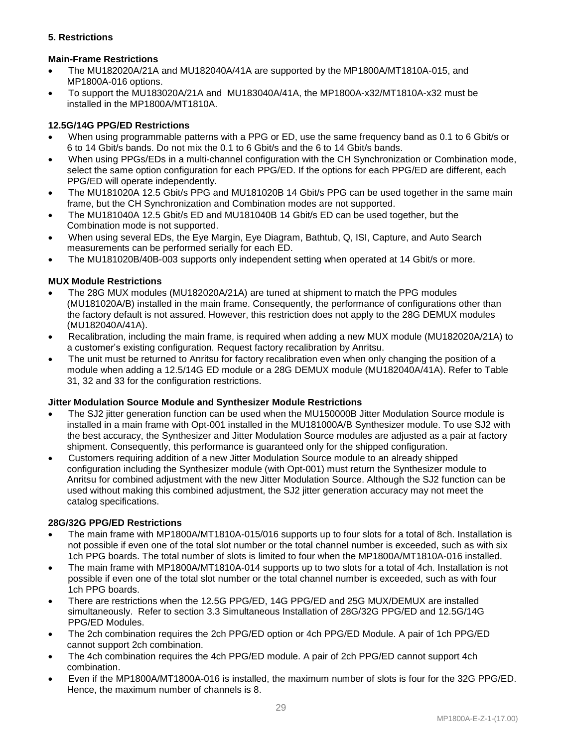## 5. Restrictions

### Main-Frame Restrictions

- The MU182020A/21A and MU182040A/41A are supported by the MP1800A/MT1810A-015, and MP1800A-016 options.
- To support the MU183020A/21A and MU183040A/41A, the MP1800A-x32/MT1810A-x32 must be installed in the MP1800A/MT1810A.

### 12.5G/14G PPG/ED Restrictions

- When using programmable patterns with a PPG or ED, use the same frequency band as 0.1 to 6 Gbit/s or 6 to 14 Gbit/s bands. Do not mix the 0.1 to 6 Gbit/s and the 6 to 14 Gbit/s bands.
- When using PPGs/EDs in a multi-channel configuration with the CH Synchronization or Combination mode, select the same option configuration for each PPG/ED. If the options for each PPG/ED are different, each PPG/ED will operate independently.
- The MU181020A 12.5 Gbit/s PPG and MU181020B 14 Gbit/s PPG can be used together in the same main frame, but the CH Synchronization and Combination modes are not supported.
- The MU181040A 12.5 Gbit/s ED and MU181040B 14 Gbit/s ED can be used together, but the Combination mode is not supported.
- When using several EDs, the Eye Margin, Eye Diagram, Bathtub, Q, ISI, Capture, and Auto Search measurements can be performed serially for each ED.
- The MU181020B/40B-003 supports only independent setting when operated at 14 Gbit/s or more.

### MUX Module Restrictions

- The 28G MUX modules (MU182020A/21A) are tuned at shipment to match the PPG modules (MU181020A/B) installed in the main frame. Consequently, the performance of configurations other than the factory default is not assured. However, this restriction does not apply to the 28G DEMUX modules (MU182040A/41A).
- Recalibration, including the main frame, is required when adding a new MUX module (MU182020A/21A) to a customer's existing configuration. Request factory recalibration by Anritsu.
- The unit must be returned to Anritsu for factory recalibration even when only changing the position of a module when adding a 12.5/14G ED module or a 28G DEMUX module (MU182040A/41A). Refer to Table 31, 32 and 33 for the configuration restrictions.

### Jitter Modulation Source Module and Synthesizer Module Restrictions

- The SJ2 jitter generation function can be used when the MU150000B Jitter Modulation Source module is installed in a main frame with Opt-001 installed in the MU181000A/B Synthesizer module. To use SJ2 with the best accuracy, the Synthesizer and Jitter Modulation Source modules are adjusted as a pair at factory shipment. Consequently, this performance is guaranteed only for the shipped configuration.
- Customers requiring addition of a new Jitter Modulation Source module to an already shipped configuration including the Synthesizer module (with Opt-001) must return the Synthesizer module to Anritsu for combined adjustment with the new Jitter Modulation Source. Although the SJ2 function can be used without making this combined adjustment, the SJ2 jitter generation accuracy may not meet the catalog specifications.

### 28G/32G PPG/ED Restrictions

- The main frame with MP1800A/MT1810A-015/016 supports up to four slots for a total of 8ch. Installation is not possible if even one of the total slot number or the total channel number is exceeded, such as with six 1ch PPG boards. The total number of slots is limited to four when the MP1800A/MT1810A-016 installed.
- The main frame with MP1800A/MT1810A-014 supports up to two slots for a total of 4ch. Installation is not possible if even one of the total slot number or the total channel number is exceeded, such as with four 1ch PPG boards.
- There are restrictions when the 12.5G PPG/ED, 14G PPG/ED and 25G MUX/DEMUX are installed simultaneously. Refer to section 3.3 Simultaneous Installation of 28G/32G PPG/ED and 12.5G/14G PPG/ED Modules.
- The 2ch combination requires the 2ch PPG/ED option or 4ch PPG/ED Module. A pair of 1ch PPG/ED cannot support 2ch combination.
- The 4ch combination requires the 4ch PPG/ED module. A pair of 2ch PPG/ED cannot support 4ch combination.
- Even if the MP1800A/MT1800A-016 is installed, the maximum number of slots is four for the 32G PPG/ED. Hence, the maximum number of channels is 8.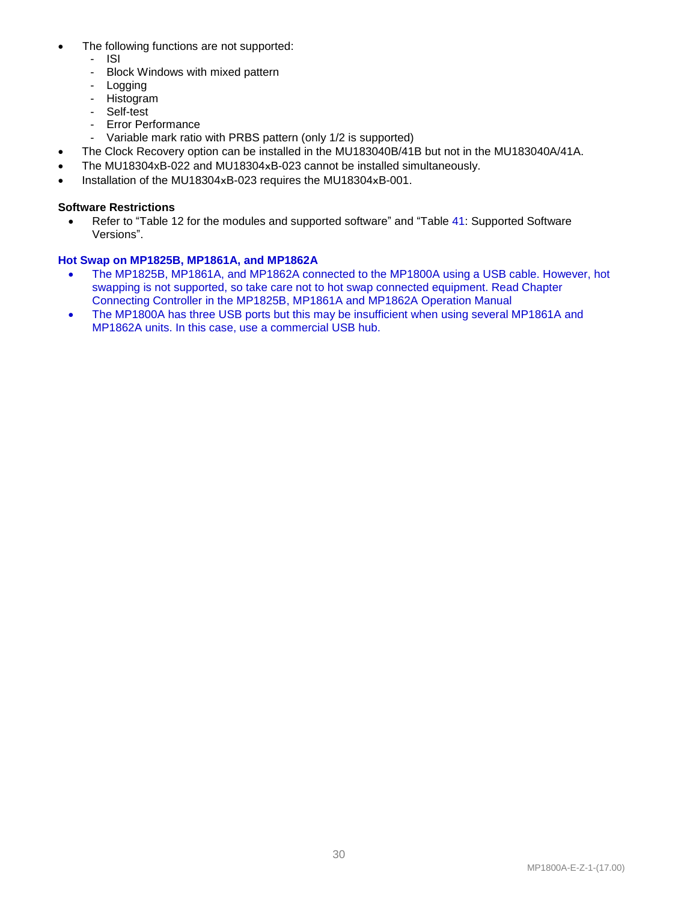- The following functions are not supported:
    - ISI
    - Block Windows with mixed pattern
    - Logging
    - Histogram
    - Self-test
    - Error Performance
    - Variable mark ratio with PRBS pattern (only 1/2 is supported)
- The Clock Recovery option can be installed in the MU183040B/41B but not in the MU183040A/41A.
- The MU18304xB-022 and MU18304xB-023 cannot be installed simultaneously.
- Installation of the MU18304xB-023 requires the MU18304xB-001.

**Software Restrictions**

- Refer to "Table 12 for the modules and supported software" and "Table 41: Supported Software Versions".

**Hot Swap on MP1825B, MP1861A, and MP1862A**

- The MP1825B, MP1861A, and MP1862A connected to the MP1800A using a USB cable. However, hot swapping is not supported, so take care not to hot swap connected equipment. Read Chapter Connecting Controller in the MP1825B, MP1861A and MP1862A Operation Manual
- The MP1800A has three USB ports but this may be insufficient when using several MP1861A and MP1862A units. In this case, use a commercial USB hub.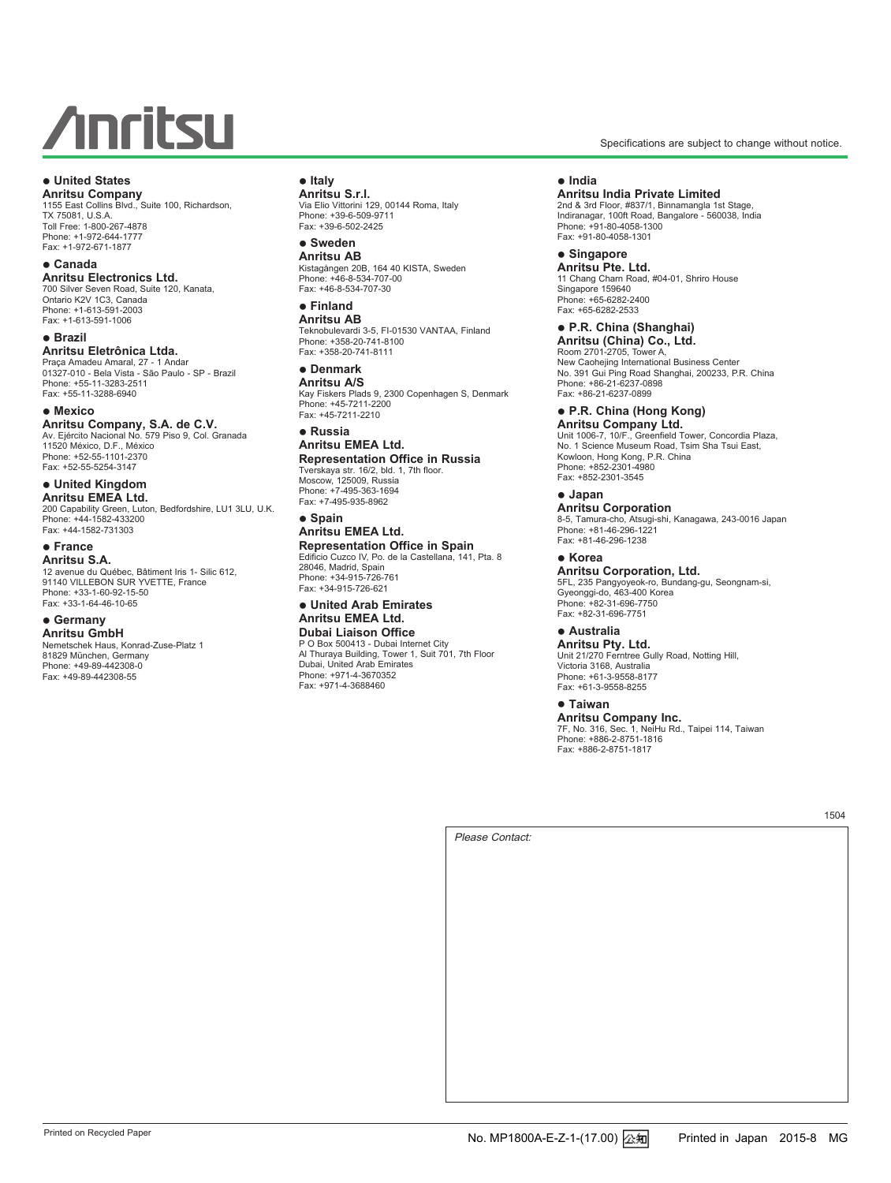# Anritsu

Specifications are subject to change without notice.

**● United States**
**Anritsu Company**
1155 East Collins Blvd., Suite 100, Richardson, TX 75081, U.S.A.
Toll Free: 1-800-267-4878
Phone: +1-972-644-1777
Fax: +1-972-671-1877

**● Canada**
**Anritsu Electronics Ltd.**
700 Silver Seven Road, Suite 120, Kanata, Ontario K2V 1C3, Canada
Phone: +1-613-591-2003
Fax: +1-613-591-1006

**● Brazil**
**Anritsu Eletrônica Ltda.**
Praça Amadeu Amaral, 27 - 1 Andar
01327-010 - Bela Vista - São Paulo - SP - Brazil
Phone: +55-11-3283-2511
Fax: +55-11-3288-6940

**● Mexico**
**Anritsu Company, S.A. de C.V.**
Av. Ejército Nacional No. 579 Piso 9, Col. Granada
11520 México, D.F., México
Phone: +52-55-1101-2370
Fax: +52-55-5254-3147

**● United Kingdom**
**Anritsu EMEA Ltd.**
200 Capability Green, Luton, Bedfordshire, LU1 3LU, U.K.
Phone: +44-1582-433200
Fax: +44-1582-731303

**● France**
**Anritsu S.A.**
12 avenue du Québec, Bâtiment Iris 1- Silic 612, 91140 VILLEBON SUR YVETTE, France
Phone: +33-1-60-92-15-50
Fax: +33-1-64-46-10-65

**● Germany**
**Anritsu GmbH**
Nemetschek Haus, Konrad-Zuse-Platz 1
81829 München, Germany
Phone: +49-89-442308-0
Fax: +49-89-442308-55

**● Italy**
**Anritsu S.r.l.**
Via Elio Vittorini 129, 00144 Roma, Italy
Phone: +39-6-509-9711
Fax: +39-6-502-2425

**● Sweden**
**Anritsu AB**
Kistagången 20B, 164 40 KISTA, Sweden
Phone: +46-8-534-707-00
Fax: +46-8-534-707-30

**● Finland**
**Anritsu AB**
Teknobulevardi 3-5, FI-01530 VANTAA, Finland
Phone: +358-20-741-8100
Fax: +358-20-741-8111

**● Denmark**
**Anritsu A/S**
Kay Fiskers Plads 9, 2300 Copenhagen S, Denmark
Phone: +45-7211-2200
Fax: +45-7211-2210

**● Russia**
**Anritsu EMEA Ltd.**
**Representation Office in Russia**
Tverskaya str. 16/2, bld. 1, 7th floor.
Moscow, 125009, Russia
Phone: +7-495-363-1694
Fax: +7-495-935-8962

**● Spain**
**Anritsu EMEA Ltd.**
**Representation Office in Spain**
Edificio Cuzco IV, Po. de la Castellana, 141, Pta. 8
28046, Madrid, Spain
Phone: +34-915-726-761
Fax: +34-915-726-621

**● United Arab Emirates**
**Anritsu EMEA Ltd.**
**Dubai Liaison Office**
P O Box 500413 - Dubai Internet City
Al Thuraya Building, Tower 1, Suit 701, 7th Floor
Dubai, United Arab Emirates
Phone: +971-4-3670352
Fax: +971-4-3688460

**● India**
**Anritsu India Private Limited**
2nd & 3rd Floor, #837/1, Binnamangla 1st Stage, Indiranagar, 100ft Road, Bangalore - 560038, India
Phone: +91-80-4058-1300
Fax: +91-80-4058-1301

**● Singapore**
**Anritsu Pte. Ltd.**
11 Chang Charn Road, #04-01, Shriro House
Singapore 159640
Phone: +65-6282-2400
Fax: +65-6282-2533

**● P.R. China (Shanghai)**
**Anritsu (China) Co., Ltd.**
Room 2701-2705, Tower A,
New Caohejing International Business Center
No. 391 Gui Ping Road Shanghai, 200233, P.R. China
Phone: +86-21-6237-0898
Fax: +86-21-6237-0899

**● P.R. China (Hong Kong)**
**Anritsu Company Ltd.**
Unit 1006-7, 10/F., Greenfield Tower, Concordia Plaza,
No. 1 Science Museum Road, Tsim Sha Tsui East,
Kowloon, Hong Kong, P.R. China
Phone: +852-2301-4980
Fax: +852-2301-3545

**● Japan**
**Anritsu Corporation**
8-5, Tamura-cho, Atsugi-shi, Kanagawa, 243-0016 Japan
Phone: +81-46-296-1221
Fax: +81-46-296-1238

**● Korea**
**Anritsu Corporation, Ltd.**
5FL, 235 Pangyoyeok-ro, Bundang-gu, Seongnam-si, Gyeonggi-do, 463-400 Korea
Phone: +82-31-696-7750
Fax: +82-31-696-7751

**● Australia**
**Anritsu Pty. Ltd.**
Unit 21/270 Ferntree Gully Road, Notting Hill, Victoria 3168, Australia
Phone: +61-3-9558-8177
Fax: +61-3-9558-8255

**● Taiwan**
**Anritsu Company Inc.**
7F, No. 316, Sec. 1, NeiHu Rd., Taipei 114, Taiwan
Phone: +886-2-8751-1816
Fax: +886-2-8751-1817

1504

*Please Contact:*

Printed on Recycled Paper

No. MP1800A-E-Z-1-(17.00) 公知 Printed in Japan 2015-8 MG